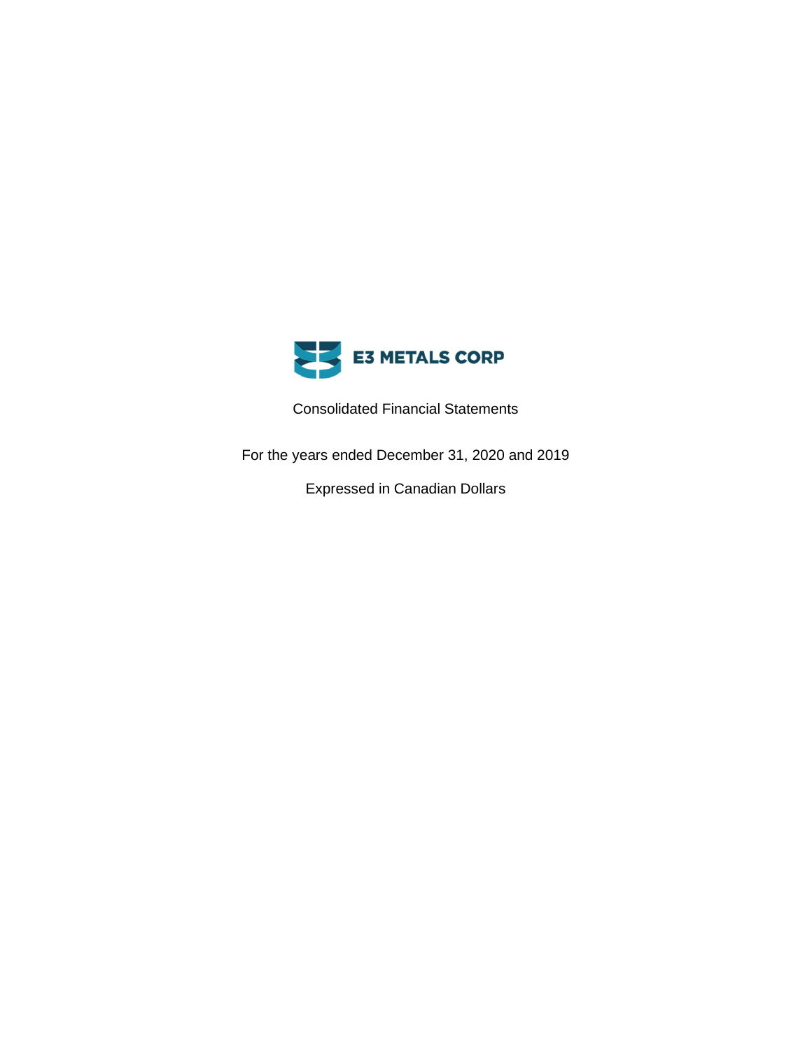# E3 METALS CORP

Consolidated Financial Statements

For the years ended December 31, 2020 and 2019

Expressed in Canadian Dollars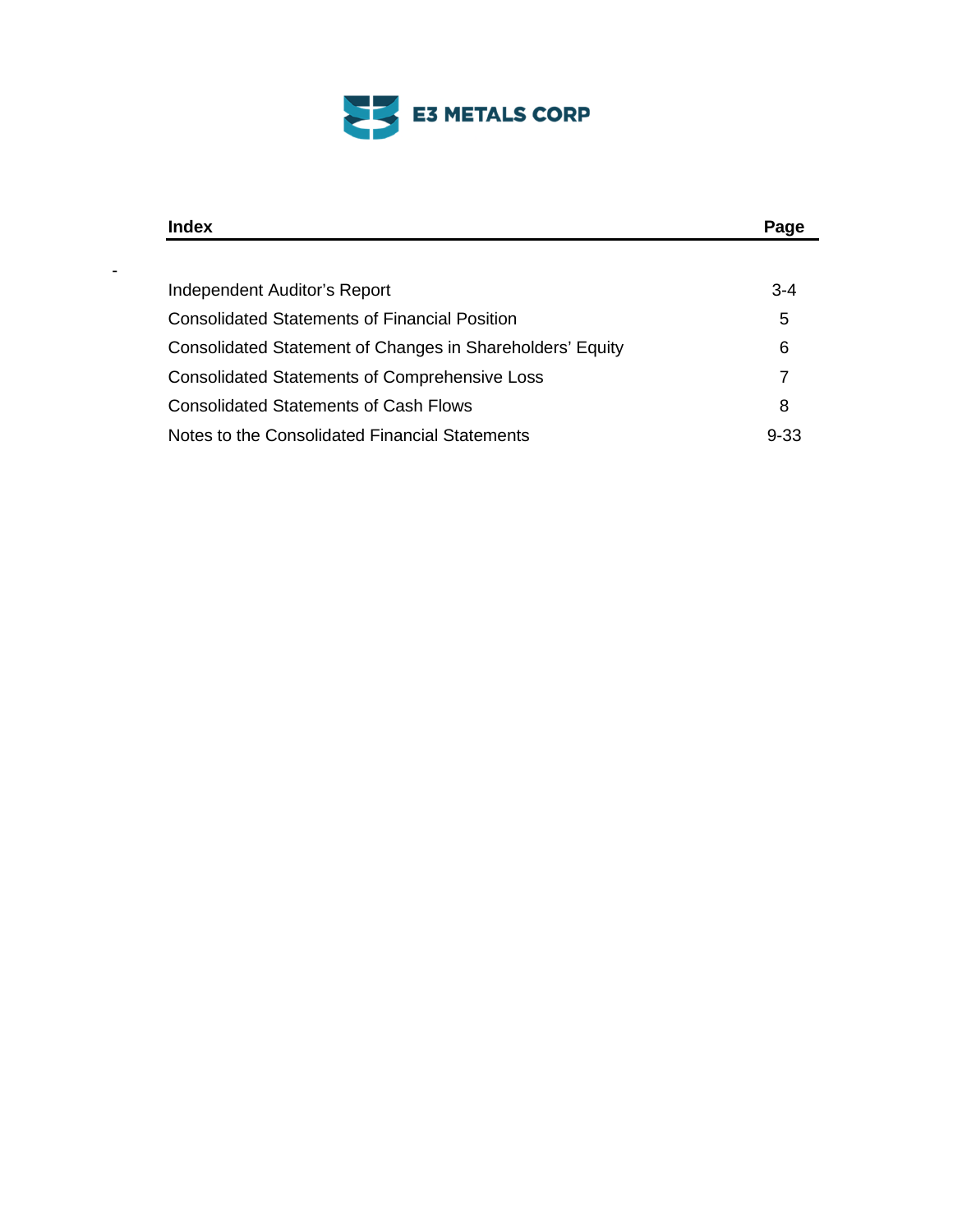E3 METALS CORP

| Index | Page |
| --- | --- |
| Independent Auditor's Report | 3-4 |
| Consolidated Statements of Financial Position | 5 |
| Consolidated Statement of Changes in Shareholders' Equity | 6 |
| Consolidated Statements of Comprehensive Loss | 7 |
| Consolidated Statements of Cash Flows | 8 |
| Notes to the Consolidated Financial Statements | 9-33 |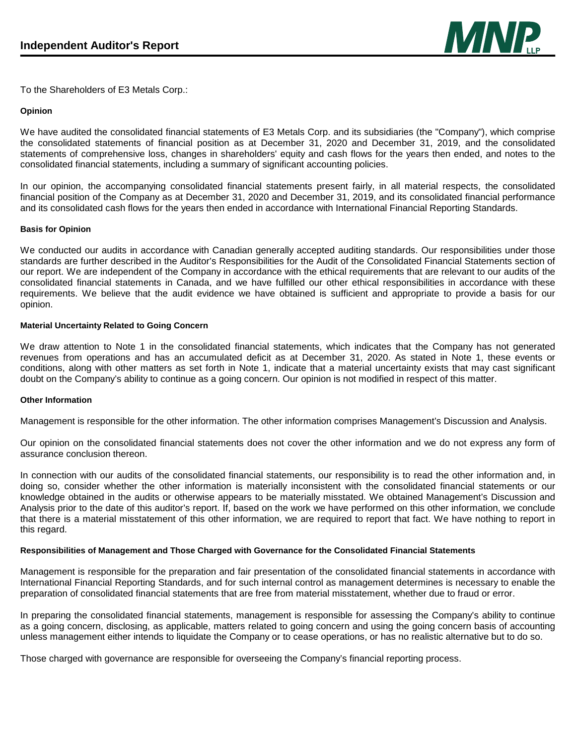# Independent Auditor's Report

To the Shareholders of E3 Metals Corp.:

### Opinion

We have audited the consolidated financial statements of E3 Metals Corp. and its subsidiaries (the "Company"), which comprise the consolidated statements of financial position as at December 31, 2020 and December 31, 2019, and the consolidated statements of comprehensive loss, changes in shareholders' equity and cash flows for the years then ended, and notes to the consolidated financial statements, including a summary of significant accounting policies.

In our opinion, the accompanying consolidated financial statements present fairly, in all material respects, the consolidated financial position of the Company as at December 31, 2020 and December 31, 2019, and its consolidated financial performance and its consolidated cash flows for the years then ended in accordance with International Financial Reporting Standards.

### Basis for Opinion

We conducted our audits in accordance with Canadian generally accepted auditing standards. Our responsibilities under those standards are further described in the Auditor's Responsibilities for the Audit of the Consolidated Financial Statements section of our report. We are independent of the Company in accordance with the ethical requirements that are relevant to our audits of the consolidated financial statements in Canada, and we have fulfilled our other ethical responsibilities in accordance with these requirements. We believe that the audit evidence we have obtained is sufficient and appropriate to provide a basis for our opinion.

### Material Uncertainty Related to Going Concern

We draw attention to Note 1 in the consolidated financial statements, which indicates that the Company has not generated revenues from operations and has an accumulated deficit as at December 31, 2020. As stated in Note 1, these events or conditions, along with other matters as set forth in Note 1, indicate that a material uncertainty exists that may cast significant doubt on the Company's ability to continue as a going concern. Our opinion is not modified in respect of this matter.

### Other Information

Management is responsible for the other information. The other information comprises Management's Discussion and Analysis.

Our opinion on the consolidated financial statements does not cover the other information and we do not express any form of assurance conclusion thereon.

In connection with our audits of the consolidated financial statements, our responsibility is to read the other information and, in doing so, consider whether the other information is materially inconsistent with the consolidated financial statements or our knowledge obtained in the audits or otherwise appears to be materially misstated. We obtained Management's Discussion and Analysis prior to the date of this auditor's report. If, based on the work we have performed on this other information, we conclude that there is a material misstatement of this other information, we are required to report that fact. We have nothing to report in this regard.

### Responsibilities of Management and Those Charged with Governance for the Consolidated Financial Statements

Management is responsible for the preparation and fair presentation of the consolidated financial statements in accordance with International Financial Reporting Standards, and for such internal control as management determines is necessary to enable the preparation of consolidated financial statements that are free from material misstatement, whether due to fraud or error.

In preparing the consolidated financial statements, management is responsible for assessing the Company's ability to continue as a going concern, disclosing, as applicable, matters related to going concern and using the going concern basis of accounting unless management either intends to liquidate the Company or to cease operations, or has no realistic alternative but to do so.

Those charged with governance are responsible for overseeing the Company's financial reporting process.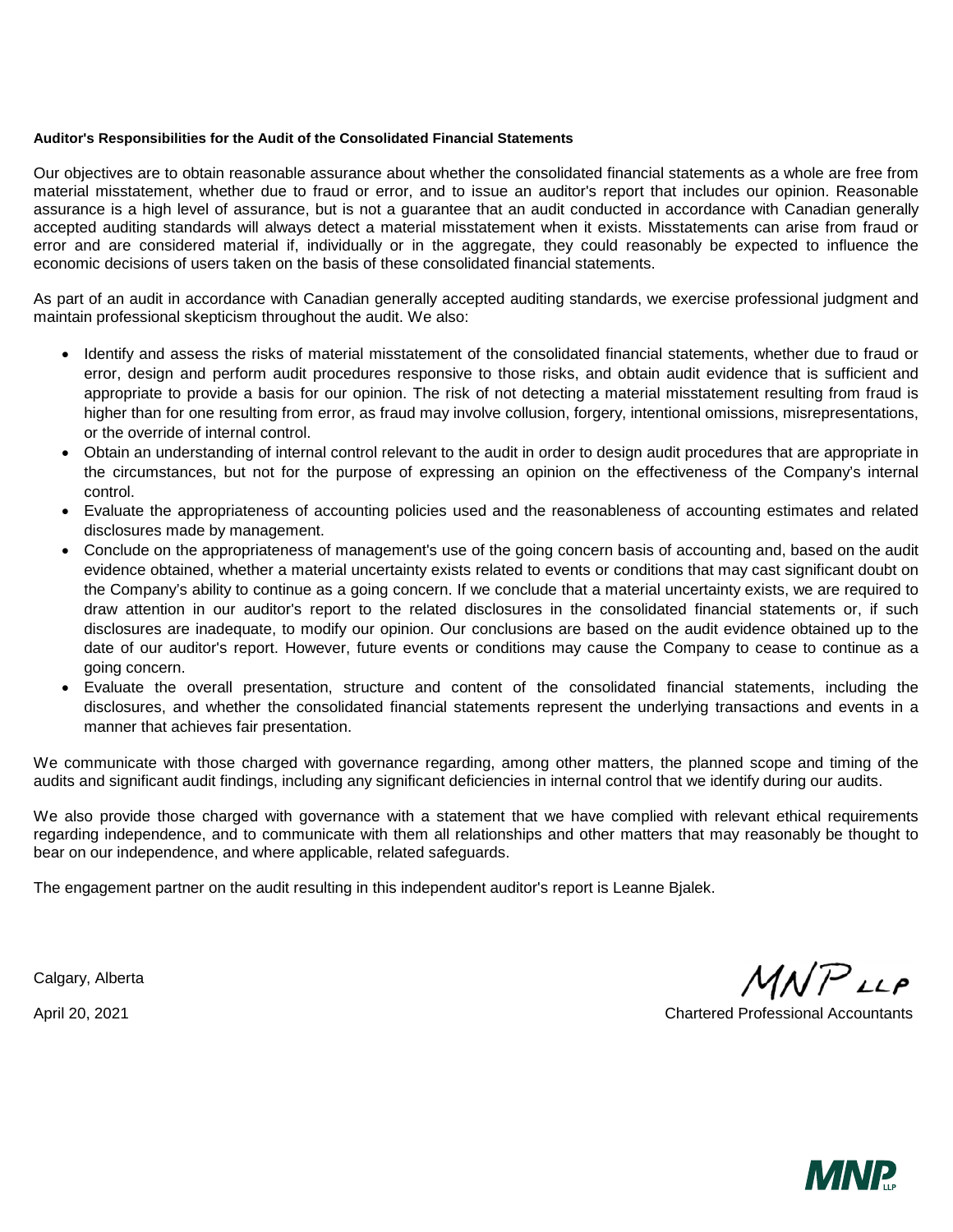**Auditor's Responsibilities for the Audit of the Consolidated Financial Statements**

Our objectives are to obtain reasonable assurance about whether the consolidated financial statements as a whole are free from material misstatement, whether due to fraud or error, and to issue an auditor's report that includes our opinion. Reasonable assurance is a high level of assurance, but is not a guarantee that an audit conducted in accordance with Canadian generally accepted auditing standards will always detect a material misstatement when it exists. Misstatements can arise from fraud or error and are considered material if, individually or in the aggregate, they could reasonably be expected to influence the economic decisions of users taken on the basis of these consolidated financial statements.

As part of an audit in accordance with Canadian generally accepted auditing standards, we exercise professional judgment and maintain professional skepticism throughout the audit. We also:

- Identify and assess the risks of material misstatement of the consolidated financial statements, whether due to fraud or error, design and perform audit procedures responsive to those risks, and obtain audit evidence that is sufficient and appropriate to provide a basis for our opinion. The risk of not detecting a material misstatement resulting from fraud is higher than for one resulting from error, as fraud may involve collusion, forgery, intentional omissions, misrepresentations, or the override of internal control.
- Obtain an understanding of internal control relevant to the audit in order to design audit procedures that are appropriate in the circumstances, but not for the purpose of expressing an opinion on the effectiveness of the Company's internal control.
- Evaluate the appropriateness of accounting policies used and the reasonableness of accounting estimates and related disclosures made by management.
- Conclude on the appropriateness of management's use of the going concern basis of accounting and, based on the audit evidence obtained, whether a material uncertainty exists related to events or conditions that may cast significant doubt on the Company's ability to continue as a going concern. If we conclude that a material uncertainty exists, we are required to draw attention in our auditor's report to the related disclosures in the consolidated financial statements or, if such disclosures are inadequate, to modify our opinion. Our conclusions are based on the audit evidence obtained up to the date of our auditor's report. However, future events or conditions may cause the Company to cease to continue as a going concern.
- Evaluate the overall presentation, structure and content of the consolidated financial statements, including the disclosures, and whether the consolidated financial statements represent the underlying transactions and events in a manner that achieves fair presentation.

We communicate with those charged with governance regarding, among other matters, the planned scope and timing of the audits and significant audit findings, including any significant deficiencies in internal control that we identify during our audits.

We also provide those charged with governance with a statement that we have complied with relevant ethical requirements regarding independence, and to communicate with them all relationships and other matters that may reasonably be thought to bear on our independence, and where applicable, related safeguards.

The engagement partner on the audit resulting in this independent auditor's report is Leanne Bjalek.

Calgary, Alberta

April 20, 2021

MNP LLP

Chartered Professional Accountants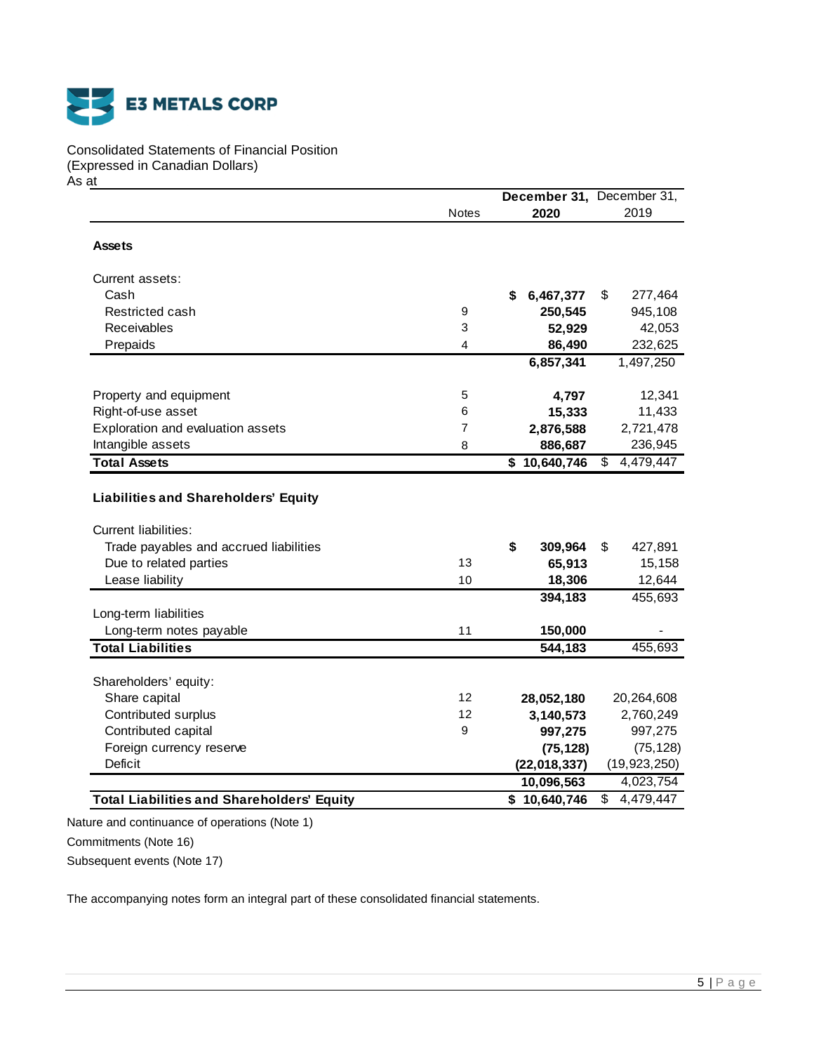E3 METALS CORP

Consolidated Statements of Financial Position
(Expressed in Canadian Dollars)
As at

| | Notes | December 31, 2020 | December 31, 2019 |
|---|---|---|---|
| **Assets** | | | |
| Current assets: | | | |
| Cash | | **$ 6,467,377** | $ 277,464 |
| Restricted cash | 9 | **250,545** | 945,108 |
| Receivables | 3 | **52,929** | 42,053 |
| Prepaids | 4 | **86,490** | 232,625 |
| | | **6,857,341** | 1,497,250 |
| Property and equipment | 5 | **4,797** | 12,341 |
| Right-of-use asset | 6 | **15,333** | 11,433 |
| Exploration and evaluation assets | 7 | **2,876,588** | 2,721,478 |
| Intangible assets | 8 | **886,687** | 236,945 |
| **Total Assets** | | **$ 10,640,746** | $ 4,479,447 |
| **Liabilities and Shareholders' Equity** | | | |
| Current liabilities: | | | |
| Trade payables and accrued liabilities | | **$ 309,964** | $ 427,891 |
| Due to related parties | 13 | **65,913** | 15,158 |
| Lease liability | 10 | **18,306** | 12,644 |
| | | **394,183** | 455,693 |
| Long-term liabilities | | | |
| Long-term notes payable | 11 | **150,000** | - |
| **Total Liabilities** | | **544,183** | 455,693 |
| Shareholders' equity: | | | |
| Share capital | 12 | **28,052,180** | 20,264,608 |
| Contributed surplus | 12 | **3,140,573** | 2,760,249 |
| Contributed capital | 9 | **997,275** | 997,275 |
| Foreign currency reserve | | **(75,128)** | (75,128) |
| Deficit | | **(22,018,337)** | (19,923,250) |
| | | **10,096,563** | 4,023,754 |
| **Total Liabilities and Shareholders' Equity** | | **$ 10,640,746** | $ 4,479,447 |

Nature and continuance of operations (Note 1)

Commitments (Note 16)

Subsequent events (Note 17)

The accompanying notes form an integral part of these consolidated financial statements.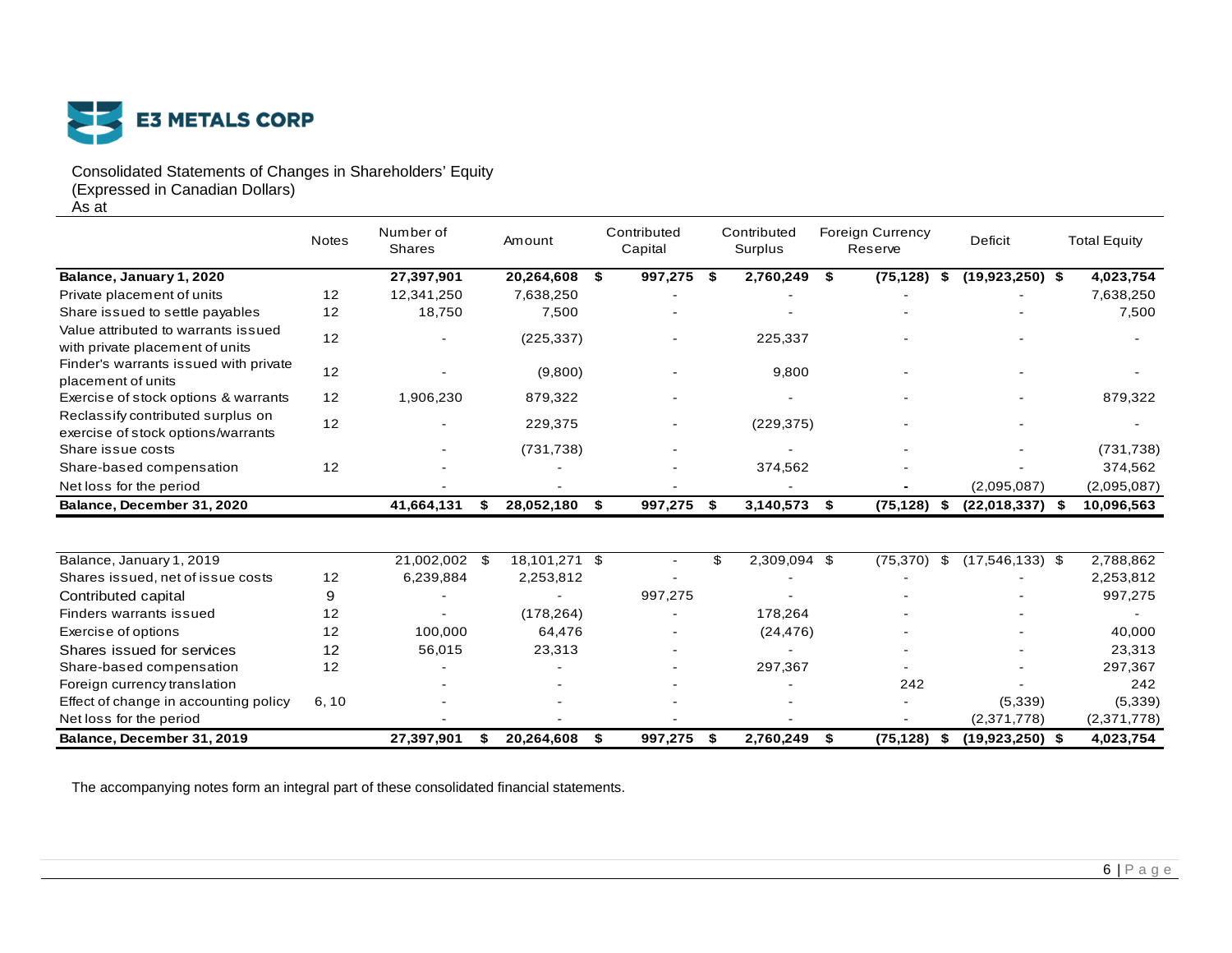E3 METALS CORP

Consolidated Statements of Changes in Shareholders' Equity
(Expressed in Canadian Dollars)
As at

| | Notes | Number of Shares | Amount | Contributed Capital | Contributed Surplus | Foreign Currency Reserve | Deficit | Total Equity |
|---|---|---|---|---|---|---|---|---|
| **Balance, January 1, 2020** | | **27,397,901** | **20,264,608** | **$ 997,275** | **$ 2,760,249** | **$ (75,128)** | **$ (19,923,250)** | **$ 4,023,754** |
| Private placement of units | 12 | 12,341,250 | 7,638,250 | - | - | - | - | 7,638,250 |
| Share issued to settle payables | 12 | 18,750 | 7,500 | - | - | - | - | 7,500 |
| Value attributed to warrants issued with private placement of units | 12 | - | (225,337) | - | 225,337 | - | - | - |
| Finder's warrants issued with private placement of units | 12 | - | (9,800) | - | 9,800 | - | - | - |
| Exercise of stock options & warrants | 12 | 1,906,230 | 879,322 | - | - | - | - | 879,322 |
| Reclassify contributed surplus on exercise of stock options/warrants | 12 | - | 229,375 | - | (229,375) | - | - | - |
| Share issue costs | | - | (731,738) | - | - | - | - | (731,738) |
| Share-based compensation | 12 | - | - | - | 374,562 | - | - | 374,562 |
| Net loss for the period | | - | - | - | - | - | (2,095,087) | (2,095,087) |
| **Balance, December 31, 2020** | | **41,664,131** | **$ 28,052,180** | **$ 997,275** | **$ 3,140,573** | **$ (75,128)** | **$ (22,018,337)** | **$ 10,096,563** |
| | | | | | | | | |
| Balance, January 1, 2019 | | 21,002,002 | $ 18,101,271 | $ - | $ 2,309,094 | $ (75,370) | $ (17,546,133) | $ 2,788,862 |
| Shares issued, net of issue costs | 12 | 6,239,884 | 2,253,812 | - | - | - | - | 2,253,812 |
| Contributed capital | 9 | - | - | 997,275 | - | - | - | 997,275 |
| Finders warrants issued | 12 | - | (178,264) | - | 178,264 | - | - | - |
| Exercise of options | 12 | 100,000 | 64,476 | - | (24,476) | - | - | 40,000 |
| Shares issued for services | 12 | 56,015 | 23,313 | - | - | - | - | 23,313 |
| Share-based compensation | 12 | - | - | - | 297,367 | - | - | 297,367 |
| Foreign currency translation | | - | - | - | - | 242 | - | 242 |
| Effect of change in accounting policy | 6, 10 | - | - | - | - | - | (5,339) | (5,339) |
| Net loss for the period | | - | - | - | - | - | (2,371,778) | (2,371,778) |
| **Balance, December 31, 2019** | | **27,397,901** | **$ 20,264,608** | **$ 997,275** | **$ 2,760,249** | **$ (75,128)** | **$ (19,923,250)** | **$ 4,023,754** |

The accompanying notes form an integral part of these consolidated financial statements.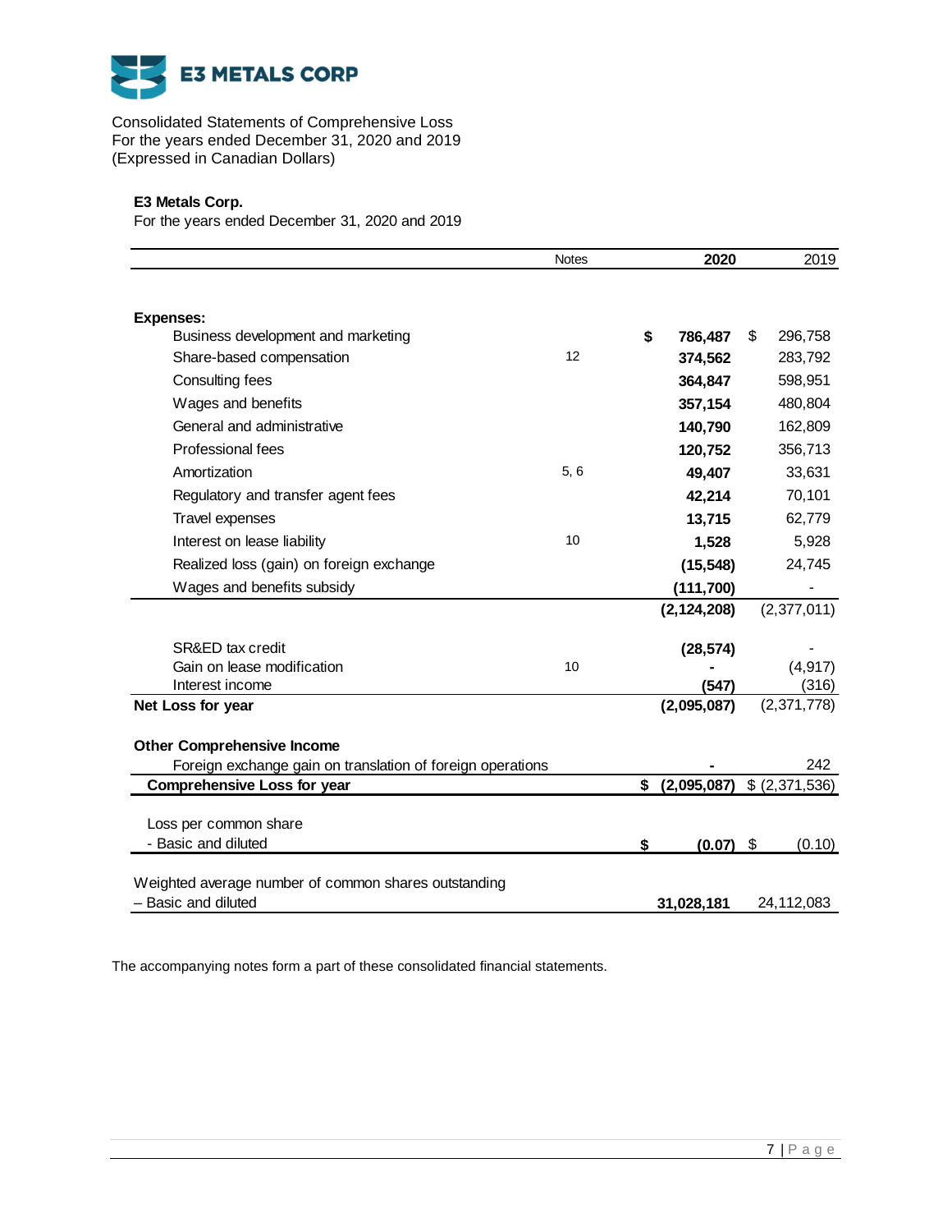E3 METALS CORP

Consolidated Statements of Comprehensive Loss
For the years ended December 31, 2020 and 2019
(Expressed in Canadian Dollars)

**E3 Metals Corp.**
For the years ended December 31, 2020 and 2019

| | Notes | **2020** | 2019 |
|---|---|---|---|
| **Expenses:** | | | |
| Business development and marketing | | **$ 786,487** | $ 296,758 |
| Share-based compensation | 12 | **374,562** | 283,792 |
| Consulting fees | | **364,847** | 598,951 |
| Wages and benefits | | **357,154** | 480,804 |
| General and administrative | | **140,790** | 162,809 |
| Professional fees | | **120,752** | 356,713 |
| Amortization | 5, 6 | **49,407** | 33,631 |
| Regulatory and transfer agent fees | | **42,214** | 70,101 |
| Travel expenses | | **13,715** | 62,779 |
| Interest on lease liability | 10 | **1,528** | 5,928 |
| Realized loss (gain) on foreign exchange | | **(15,548)** | 24,745 |
| Wages and benefits subsidy | | **(111,700)** | - |
| | | **(2,124,208)** | (2,377,011) |
| SR&ED tax credit | | **(28,574)** | - |
| Gain on lease modification | 10 | **-** | (4,917) |
| Interest income | | **(547)** | (316) |
| **Net Loss for year** | | **(2,095,087)** | (2,371,778) |
| **Other Comprehensive Income** | | | |
| Foreign exchange gain on translation of foreign operations | | **-** | 242 |
| **Comprehensive Loss for year** | | **$ (2,095,087)** | $ (2,371,536) |
| Loss per common share | | | |
| - Basic and diluted | | **$ (0.07)** | $ (0.10) |
| Weighted average number of common shares outstanding | | | |
| – Basic and diluted | | **31,028,181** | 24,112,083 |

The accompanying notes form a part of these consolidated financial statements.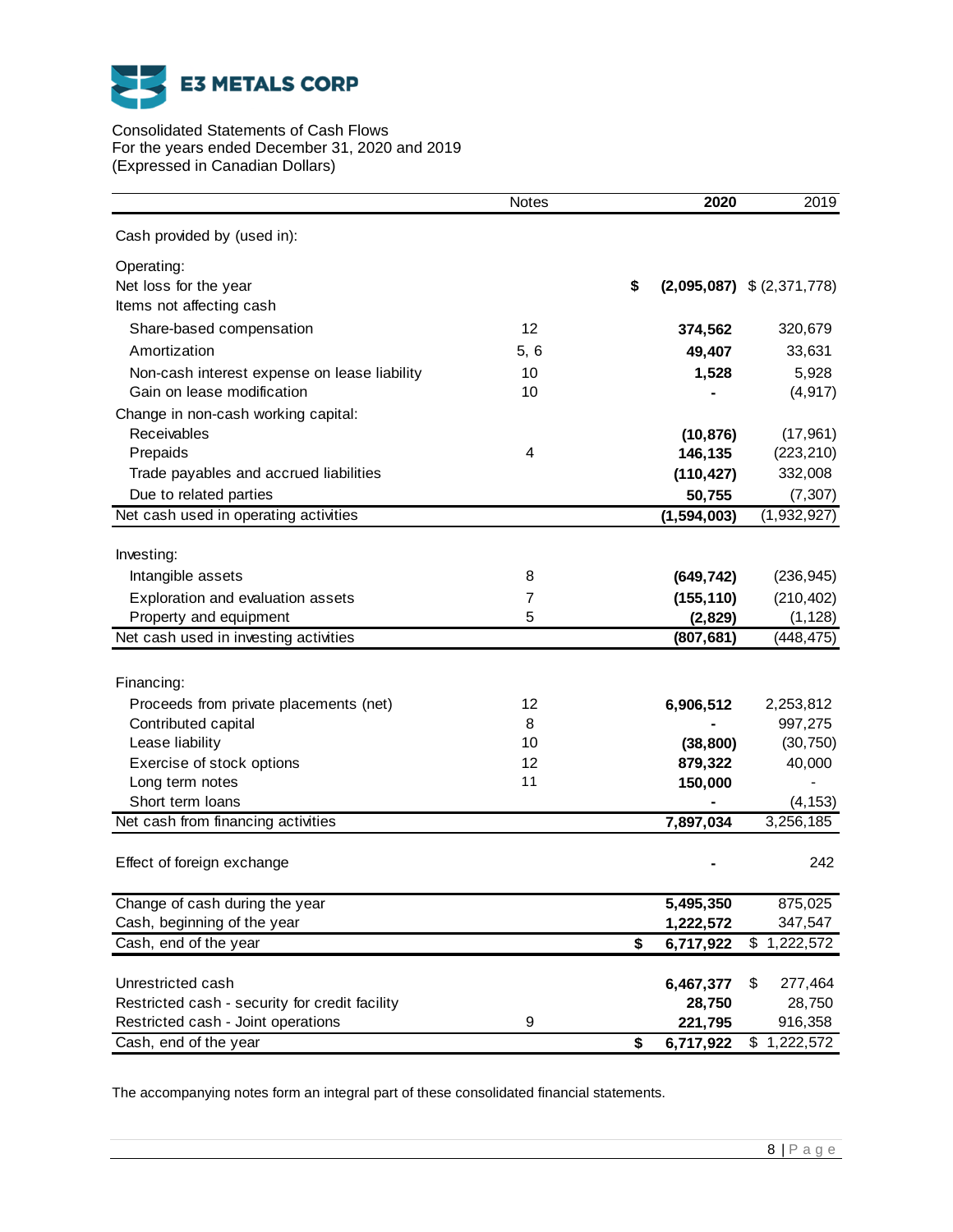E3 METALS CORP

Consolidated Statements of Cash Flows
For the years ended December 31, 2020 and 2019
(Expressed in Canadian Dollars)

| | Notes | 2020 | 2019 |
|---|---|---|---|
| Cash provided by (used in): | | | |
| Operating: | | | |
| Net loss for the year | | $ (2,095,087) | $ (2,371,778) |
| Items not affecting cash | | | |
| Share-based compensation | 12 | 374,562 | 320,679 |
| Amortization | 5, 6 | 49,407 | 33,631 |
| Non-cash interest expense on lease liability | 10 | 1,528 | 5,928 |
| Gain on lease modification | 10 | - | (4,917) |
| Change in non-cash working capital: | | | |
| Receivables | | (10,876) | (17,961) |
| Prepaids | 4 | 146,135 | (223,210) |
| Trade payables and accrued liabilities | | (110,427) | 332,008 |
| Due to related parties | | 50,755 | (7,307) |
| Net cash used in operating activities | | (1,594,003) | (1,932,927) |
| Investing: | | | |
| Intangible assets | 8 | (649,742) | (236,945) |
| Exploration and evaluation assets | 7 | (155,110) | (210,402) |
| Property and equipment | 5 | (2,829) | (1,128) |
| Net cash used in investing activities | | (807,681) | (448,475) |
| Financing: | | | |
| Proceeds from private placements (net) | 12 | 6,906,512 | 2,253,812 |
| Contributed capital | 8 | - | 997,275 |
| Lease liability | 10 | (38,800) | (30,750) |
| Exercise of stock options | 12 | 879,322 | 40,000 |
| Long term notes | 11 | 150,000 | - |
| Short term loans | | - | (4,153) |
| Net cash from financing activities | | 7,897,034 | 3,256,185 |
| Effect of foreign exchange | | - | 242 |
| Change of cash during the year | | 5,495,350 | 875,025 |
| Cash, beginning of the year | | 1,222,572 | 347,547 |
| Cash, end of the year | | $ 6,717,922 | $ 1,222,572 |
| Unrestricted cash | | 6,467,377 | $ 277,464 |
| Restricted cash - security for credit facility | | 28,750 | 28,750 |
| Restricted cash - Joint operations | 9 | 221,795 | 916,358 |
| Cash, end of the year | | $ 6,717,922 | $ 1,222,572 |

The accompanying notes form an integral part of these consolidated financial statements.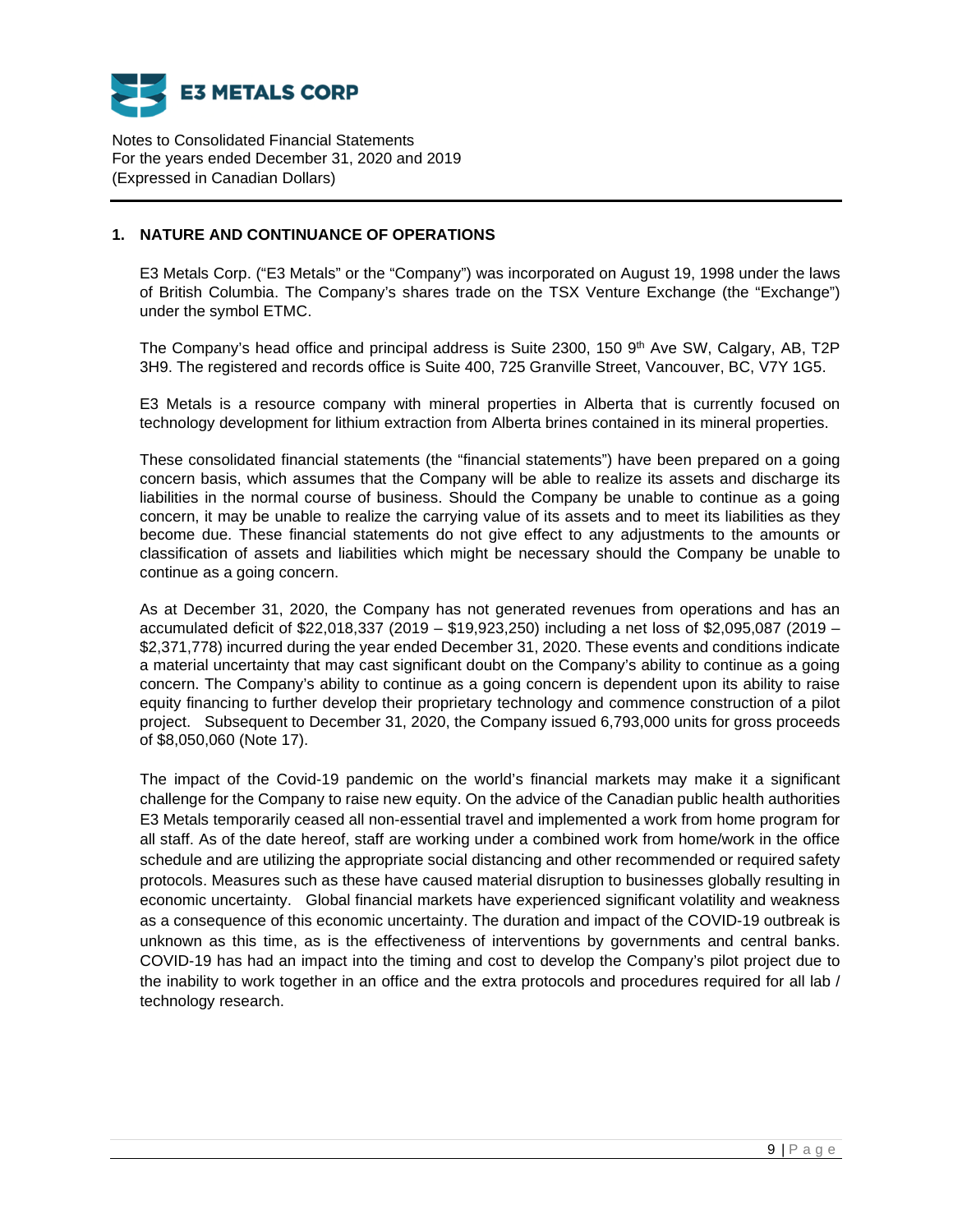Notes to Consolidated Financial Statements
For the years ended December 31, 2020 and 2019
(Expressed in Canadian Dollars)

## 1. NATURE AND CONTINUANCE OF OPERATIONS

E3 Metals Corp. ("E3 Metals" or the "Company") was incorporated on August 19, 1998 under the laws of British Columbia. The Company's shares trade on the TSX Venture Exchange (the "Exchange") under the symbol ETMC.

The Company's head office and principal address is Suite 2300, 150 9th Ave SW, Calgary, AB, T2P 3H9. The registered and records office is Suite 400, 725 Granville Street, Vancouver, BC, V7Y 1G5.

E3 Metals is a resource company with mineral properties in Alberta that is currently focused on technology development for lithium extraction from Alberta brines contained in its mineral properties.

These consolidated financial statements (the "financial statements") have been prepared on a going concern basis, which assumes that the Company will be able to realize its assets and discharge its liabilities in the normal course of business. Should the Company be unable to continue as a going concern, it may be unable to realize the carrying value of its assets and to meet its liabilities as they become due. These financial statements do not give effect to any adjustments to the amounts or classification of assets and liabilities which might be necessary should the Company be unable to continue as a going concern.

As at December 31, 2020, the Company has not generated revenues from operations and has an accumulated deficit of $22,018,337 (2019 – $19,923,250) including a net loss of $2,095,087 (2019 – $2,371,778) incurred during the year ended December 31, 2020. These events and conditions indicate a material uncertainty that may cast significant doubt on the Company's ability to continue as a going concern. The Company's ability to continue as a going concern is dependent upon its ability to raise equity financing to further develop their proprietary technology and commence construction of a pilot project. Subsequent to December 31, 2020, the Company issued 6,793,000 units for gross proceeds of $8,050,060 (Note 17).

The impact of the Covid-19 pandemic on the world's financial markets may make it a significant challenge for the Company to raise new equity. On the advice of the Canadian public health authorities E3 Metals temporarily ceased all non-essential travel and implemented a work from home program for all staff. As of the date hereof, staff are working under a combined work from home/work in the office schedule and are utilizing the appropriate social distancing and other recommended or required safety protocols. Measures such as these have caused material disruption to businesses globally resulting in economic uncertainty. Global financial markets have experienced significant volatility and weakness as a consequence of this economic uncertainty. The duration and impact of the COVID-19 outbreak is unknown as this time, as is the effectiveness of interventions by governments and central banks. COVID-19 has had an impact into the timing and cost to develop the Company's pilot project due to the inability to work together in an office and the extra protocols and procedures required for all lab / technology research.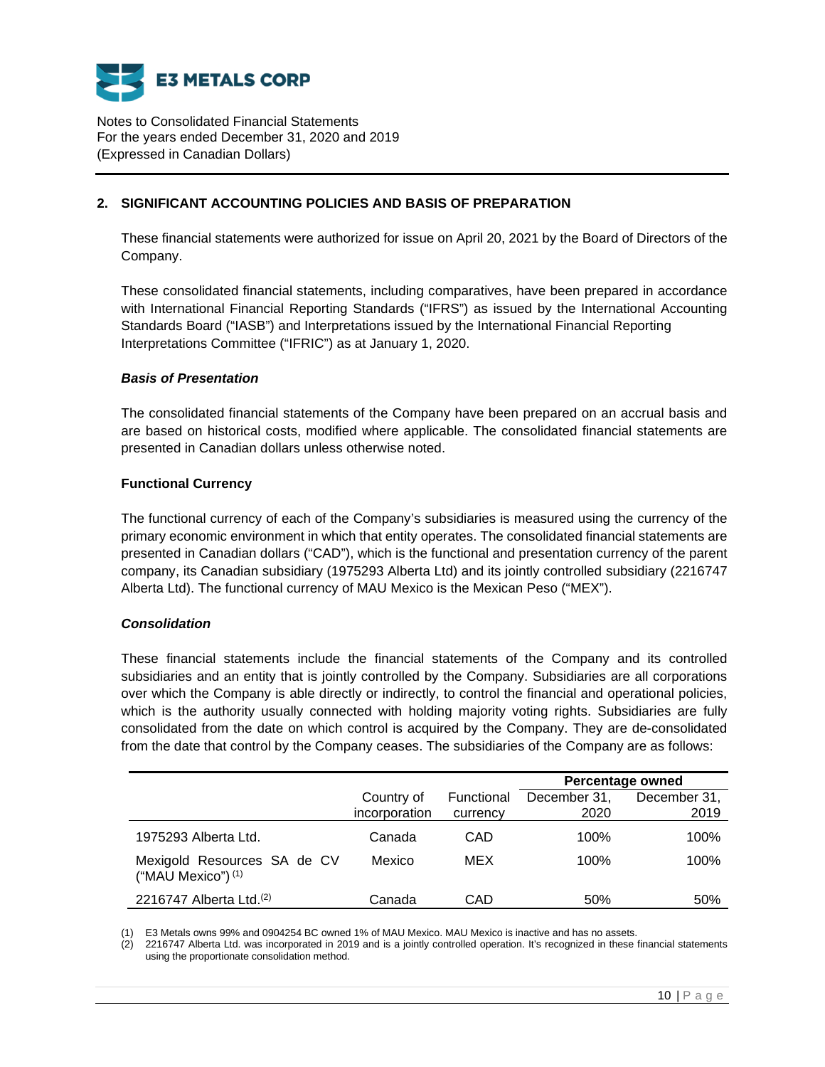## 2. SIGNIFICANT ACCOUNTING POLICIES AND BASIS OF PREPARATION

These financial statements were authorized for issue on April 20, 2021 by the Board of Directors of the Company.

These consolidated financial statements, including comparatives, have been prepared in accordance with International Financial Reporting Standards ("IFRS") as issued by the International Accounting Standards Board ("IASB") and Interpretations issued by the International Financial Reporting Interpretations Committee ("IFRIC") as at January 1, 2020.

### *Basis of Presentation*

The consolidated financial statements of the Company have been prepared on an accrual basis and are based on historical costs, modified where applicable. The consolidated financial statements are presented in Canadian dollars unless otherwise noted.

### Functional Currency

The functional currency of each of the Company's subsidiaries is measured using the currency of the primary economic environment in which that entity operates. The consolidated financial statements are presented in Canadian dollars ("CAD"), which is the functional and presentation currency of the parent company, its Canadian subsidiary (1975293 Alberta Ltd) and its jointly controlled subsidiary (2216747 Alberta Ltd). The functional currency of MAU Mexico is the Mexican Peso ("MEX").

### *Consolidation*

These financial statements include the financial statements of the Company and its controlled subsidiaries and an entity that is jointly controlled by the Company. Subsidiaries are all corporations over which the Company is able directly or indirectly, to control the financial and operational policies, which is the authority usually connected with holding majority voting rights. Subsidiaries are fully consolidated from the date on which control is acquired by the Company. They are de-consolidated from the date that control by the Company ceases. The subsidiaries of the Company are as follows:

| | | | Percentage owned | |
|---|---|---|---|---|
| | Country of incorporation | Functional currency | December 31, 2020 | December 31, 2019 |
| 1975293 Alberta Ltd. | Canada | CAD | 100% | 100% |
| Mexigold Resources SA de CV ("MAU Mexico") (1) | Mexico | MEX | 100% | 100% |
| 2216747 Alberta Ltd.(2) | Canada | CAD | 50% | 50% |

(1) E3 Metals owns 99% and 0904254 BC owned 1% of MAU Mexico. MAU Mexico is inactive and has no assets.
(2) 2216747 Alberta Ltd. was incorporated in 2019 and is a jointly controlled operation. It's recognized in these financial statements using the proportionate consolidation method.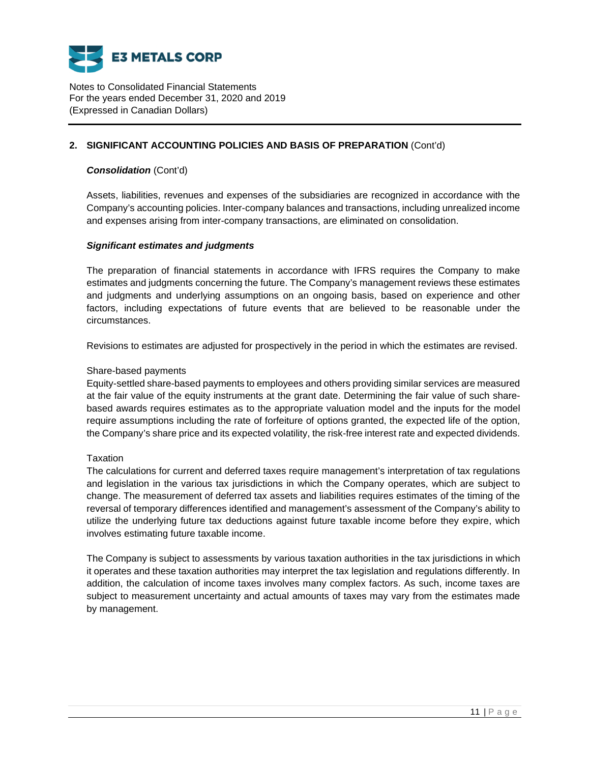## 2. SIGNIFICANT ACCOUNTING POLICIES AND BASIS OF PREPARATION (Cont'd)

***Consolidation*** (Cont'd)

Assets, liabilities, revenues and expenses of the subsidiaries are recognized in accordance with the Company's accounting policies. Inter-company balances and transactions, including unrealized income and expenses arising from inter-company transactions, are eliminated on consolidation.

***Significant estimates and judgments***

The preparation of financial statements in accordance with IFRS requires the Company to make estimates and judgments concerning the future. The Company's management reviews these estimates and judgments and underlying assumptions on an ongoing basis, based on experience and other factors, including expectations of future events that are believed to be reasonable under the circumstances.

Revisions to estimates are adjusted for prospectively in the period in which the estimates are revised.

Share-based payments
Equity-settled share-based payments to employees and others providing similar services are measured at the fair value of the equity instruments at the grant date. Determining the fair value of such share-based awards requires estimates as to the appropriate valuation model and the inputs for the model require assumptions including the rate of forfeiture of options granted, the expected life of the option, the Company's share price and its expected volatility, the risk-free interest rate and expected dividends.

Taxation
The calculations for current and deferred taxes require management's interpretation of tax regulations and legislation in the various tax jurisdictions in which the Company operates, which are subject to change. The measurement of deferred tax assets and liabilities requires estimates of the timing of the reversal of temporary differences identified and management's assessment of the Company's ability to utilize the underlying future tax deductions against future taxable income before they expire, which involves estimating future taxable income.

The Company is subject to assessments by various taxation authorities in the tax jurisdictions in which it operates and these taxation authorities may interpret the tax legislation and regulations differently. In addition, the calculation of income taxes involves many complex factors. As such, income taxes are subject to measurement uncertainty and actual amounts of taxes may vary from the estimates made by management.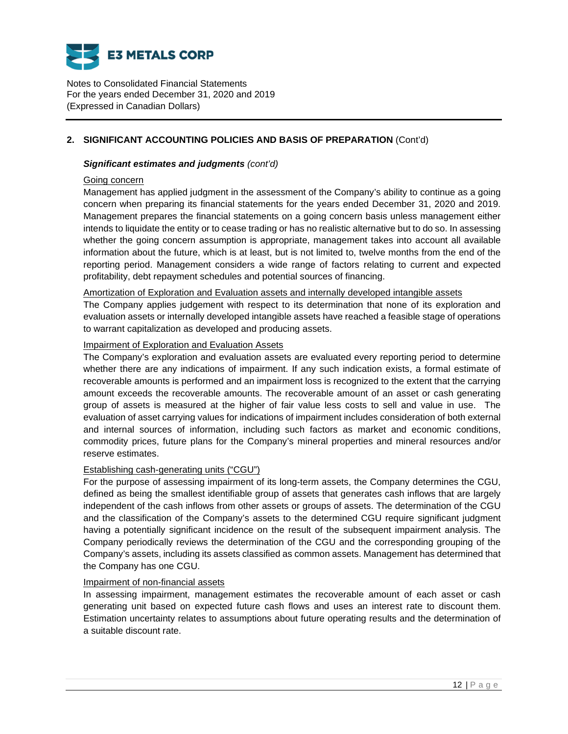## 2. SIGNIFICANT ACCOUNTING POLICIES AND BASIS OF PREPARATION (Cont'd)

### *Significant estimates and judgments (cont'd)*

Going concern

Management has applied judgment in the assessment of the Company's ability to continue as a going concern when preparing its financial statements for the years ended December 31, 2020 and 2019. Management prepares the financial statements on a going concern basis unless management either intends to liquidate the entity or to cease trading or has no realistic alternative but to do so. In assessing whether the going concern assumption is appropriate, management takes into account all available information about the future, which is at least, but is not limited to, twelve months from the end of the reporting period. Management considers a wide range of factors relating to current and expected profitability, debt repayment schedules and potential sources of financing.

Amortization of Exploration and Evaluation assets and internally developed intangible assets

The Company applies judgement with respect to its determination that none of its exploration and evaluation assets or internally developed intangible assets have reached a feasible stage of operations to warrant capitalization as developed and producing assets.

Impairment of Exploration and Evaluation Assets

The Company's exploration and evaluation assets are evaluated every reporting period to determine whether there are any indications of impairment. If any such indication exists, a formal estimate of recoverable amounts is performed and an impairment loss is recognized to the extent that the carrying amount exceeds the recoverable amounts. The recoverable amount of an asset or cash generating group of assets is measured at the higher of fair value less costs to sell and value in use. The evaluation of asset carrying values for indications of impairment includes consideration of both external and internal sources of information, including such factors as market and economic conditions, commodity prices, future plans for the Company's mineral properties and mineral resources and/or reserve estimates.

Establishing cash-generating units ("CGU")

For the purpose of assessing impairment of its long-term assets, the Company determines the CGU, defined as being the smallest identifiable group of assets that generates cash inflows that are largely independent of the cash inflows from other assets or groups of assets. The determination of the CGU and the classification of the Company's assets to the determined CGU require significant judgment having a potentially significant incidence on the result of the subsequent impairment analysis. The Company periodically reviews the determination of the CGU and the corresponding grouping of the Company's assets, including its assets classified as common assets. Management has determined that the Company has one CGU.

Impairment of non-financial assets

In assessing impairment, management estimates the recoverable amount of each asset or cash generating unit based on expected future cash flows and uses an interest rate to discount them. Estimation uncertainty relates to assumptions about future operating results and the determination of a suitable discount rate.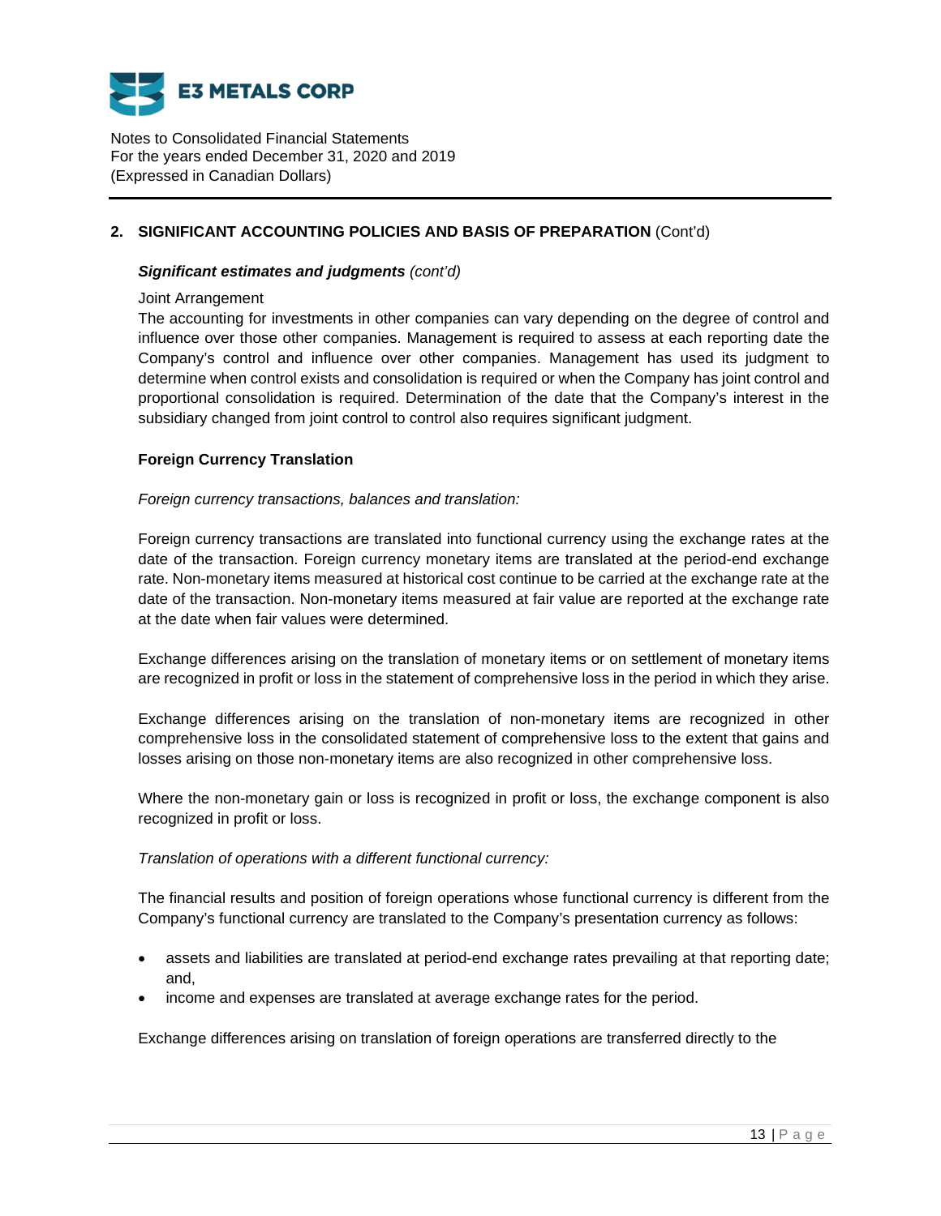## 2. SIGNIFICANT ACCOUNTING POLICIES AND BASIS OF PREPARATION (Cont'd)

***Significant estimates and judgments*** *(cont'd)*

Joint Arrangement

The accounting for investments in other companies can vary depending on the degree of control and influence over those other companies. Management is required to assess at each reporting date the Company's control and influence over other companies. Management has used its judgment to determine when control exists and consolidation is required or when the Company has joint control and proportional consolidation is required. Determination of the date that the Company's interest in the subsidiary changed from joint control to control also requires significant judgment.

### Foreign Currency Translation

*Foreign currency transactions, balances and translation:*

Foreign currency transactions are translated into functional currency using the exchange rates at the date of the transaction. Foreign currency monetary items are translated at the period-end exchange rate. Non-monetary items measured at historical cost continue to be carried at the exchange rate at the date of the transaction. Non-monetary items measured at fair value are reported at the exchange rate at the date when fair values were determined.

Exchange differences arising on the translation of monetary items or on settlement of monetary items are recognized in profit or loss in the statement of comprehensive loss in the period in which they arise.

Exchange differences arising on the translation of non-monetary items are recognized in other comprehensive loss in the consolidated statement of comprehensive loss to the extent that gains and losses arising on those non-monetary items are also recognized in other comprehensive loss.

Where the non-monetary gain or loss is recognized in profit or loss, the exchange component is also recognized in profit or loss.

*Translation of operations with a different functional currency:*

The financial results and position of foreign operations whose functional currency is different from the Company's functional currency are translated to the Company's presentation currency as follows:

- assets and liabilities are translated at period-end exchange rates prevailing at that reporting date; and,
- income and expenses are translated at average exchange rates for the period.

Exchange differences arising on translation of foreign operations are transferred directly to the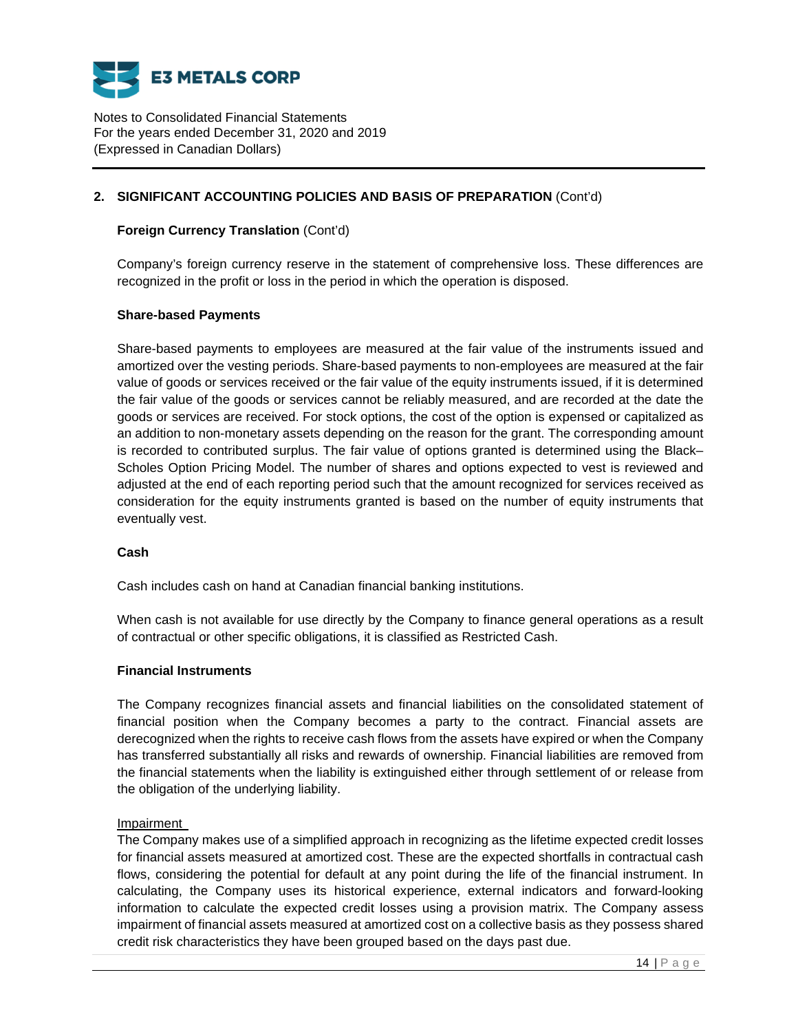## 2. SIGNIFICANT ACCOUNTING POLICIES AND BASIS OF PREPARATION (Cont'd)

### Foreign Currency Translation (Cont'd)

Company's foreign currency reserve in the statement of comprehensive loss. These differences are recognized in the profit or loss in the period in which the operation is disposed.

### Share-based Payments

Share-based payments to employees are measured at the fair value of the instruments issued and amortized over the vesting periods. Share-based payments to non-employees are measured at the fair value of goods or services received or the fair value of the equity instruments issued, if it is determined the fair value of the goods or services cannot be reliably measured, and are recorded at the date the goods or services are received. For stock options, the cost of the option is expensed or capitalized as an addition to non-monetary assets depending on the reason for the grant. The corresponding amount is recorded to contributed surplus. The fair value of options granted is determined using the Black–Scholes Option Pricing Model. The number of shares and options expected to vest is reviewed and adjusted at the end of each reporting period such that the amount recognized for services received as consideration for the equity instruments granted is based on the number of equity instruments that eventually vest.

### Cash

Cash includes cash on hand at Canadian financial banking institutions.

When cash is not available for use directly by the Company to finance general operations as a result of contractual or other specific obligations, it is classified as Restricted Cash.

### Financial Instruments

The Company recognizes financial assets and financial liabilities on the consolidated statement of financial position when the Company becomes a party to the contract. Financial assets are derecognized when the rights to receive cash flows from the assets have expired or when the Company has transferred substantially all risks and rewards of ownership. Financial liabilities are removed from the financial statements when the liability is extinguished either through settlement of or release from the obligation of the underlying liability.

Impairment

The Company makes use of a simplified approach in recognizing as the lifetime expected credit losses for financial assets measured at amortized cost. These are the expected shortfalls in contractual cash flows, considering the potential for default at any point during the life of the financial instrument. In calculating, the Company uses its historical experience, external indicators and forward-looking information to calculate the expected credit losses using a provision matrix. The Company assess impairment of financial assets measured at amortized cost on a collective basis as they possess shared credit risk characteristics they have been grouped based on the days past due.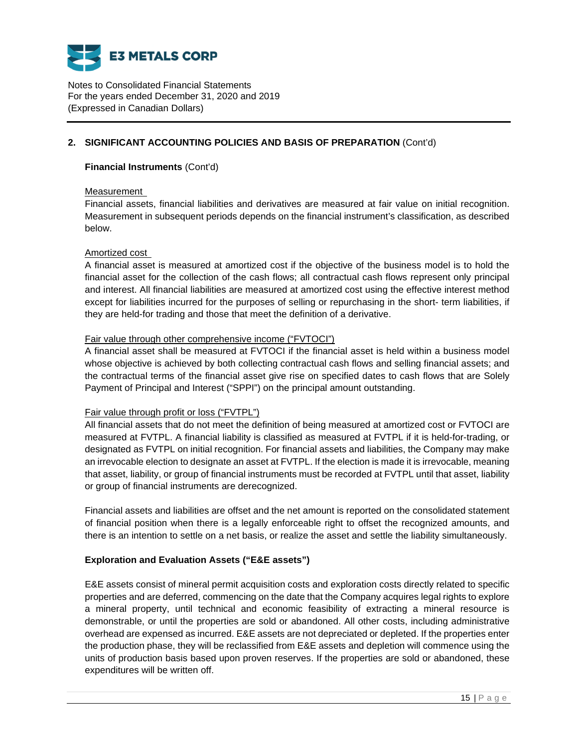## 2. SIGNIFICANT ACCOUNTING POLICIES AND BASIS OF PREPARATION (Cont'd)

**Financial Instruments** (Cont'd)

Measurement

Financial assets, financial liabilities and derivatives are measured at fair value on initial recognition. Measurement in subsequent periods depends on the financial instrument's classification, as described below.

Amortized cost

A financial asset is measured at amortized cost if the objective of the business model is to hold the financial asset for the collection of the cash flows; all contractual cash flows represent only principal and interest. All financial liabilities are measured at amortized cost using the effective interest method except for liabilities incurred for the purposes of selling or repurchasing in the short- term liabilities, if they are held-for trading and those that meet the definition of a derivative.

Fair value through other comprehensive income ("FVTOCI")

A financial asset shall be measured at FVTOCI if the financial asset is held within a business model whose objective is achieved by both collecting contractual cash flows and selling financial assets; and the contractual terms of the financial asset give rise on specified dates to cash flows that are Solely Payment of Principal and Interest ("SPPI") on the principal amount outstanding.

Fair value through profit or loss ("FVTPL")

All financial assets that do not meet the definition of being measured at amortized cost or FVTOCI are measured at FVTPL. A financial liability is classified as measured at FVTPL if it is held-for-trading, or designated as FVTPL on initial recognition. For financial assets and liabilities, the Company may make an irrevocable election to designate an asset at FVTPL. If the election is made it is irrevocable, meaning that asset, liability, or group of financial instruments must be recorded at FVTPL until that asset, liability or group of financial instruments are derecognized.

Financial assets and liabilities are offset and the net amount is reported on the consolidated statement of financial position when there is a legally enforceable right to offset the recognized amounts, and there is an intention to settle on a net basis, or realize the asset and settle the liability simultaneously.

**Exploration and Evaluation Assets ("E&E assets")**

E&E assets consist of mineral permit acquisition costs and exploration costs directly related to specific properties and are deferred, commencing on the date that the Company acquires legal rights to explore a mineral property, until technical and economic feasibility of extracting a mineral resource is demonstrable, or until the properties are sold or abandoned. All other costs, including administrative overhead are expensed as incurred. E&E assets are not depreciated or depleted. If the properties enter the production phase, they will be reclassified from E&E assets and depletion will commence using the units of production basis based upon proven reserves. If the properties are sold or abandoned, these expenditures will be written off.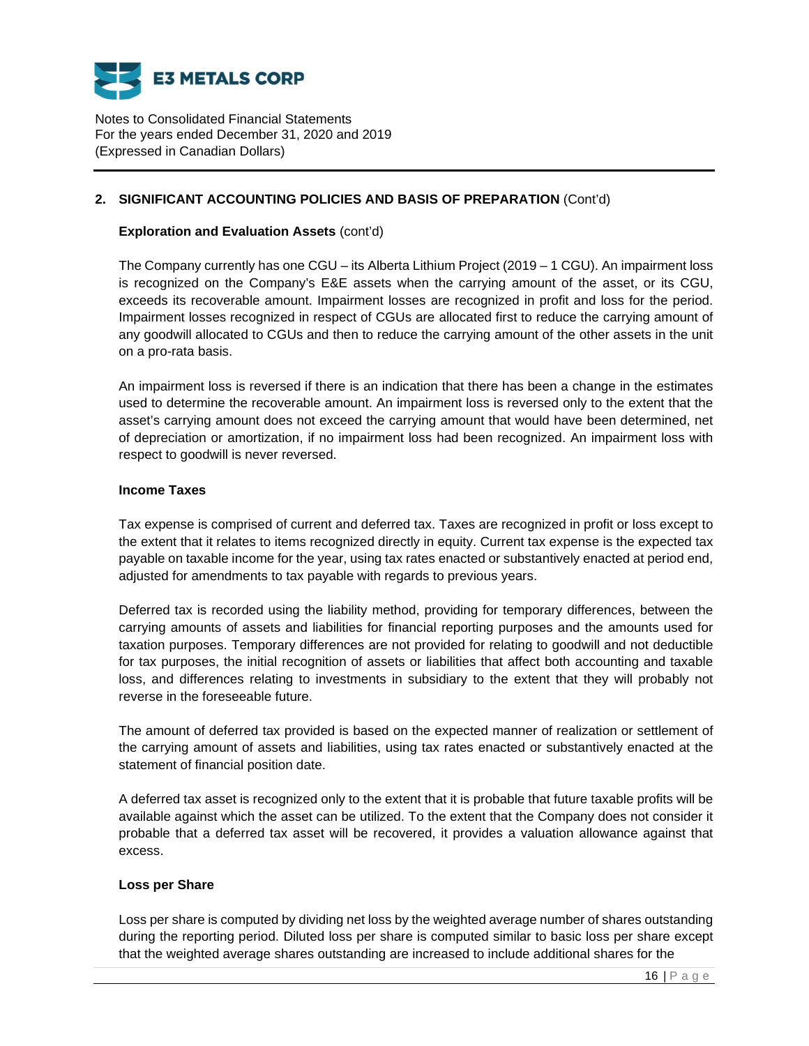## 2. SIGNIFICANT ACCOUNTING POLICIES AND BASIS OF PREPARATION (Cont'd)

**Exploration and Evaluation Assets** (cont'd)

The Company currently has one CGU – its Alberta Lithium Project (2019 – 1 CGU). An impairment loss is recognized on the Company's E&E assets when the carrying amount of the asset, or its CGU, exceeds its recoverable amount. Impairment losses are recognized in profit and loss for the period. Impairment losses recognized in respect of CGUs are allocated first to reduce the carrying amount of any goodwill allocated to CGUs and then to reduce the carrying amount of the other assets in the unit on a pro-rata basis.

An impairment loss is reversed if there is an indication that there has been a change in the estimates used to determine the recoverable amount. An impairment loss is reversed only to the extent that the asset's carrying amount does not exceed the carrying amount that would have been determined, net of depreciation or amortization, if no impairment loss had been recognized. An impairment loss with respect to goodwill is never reversed.

**Income Taxes**

Tax expense is comprised of current and deferred tax. Taxes are recognized in profit or loss except to the extent that it relates to items recognized directly in equity. Current tax expense is the expected tax payable on taxable income for the year, using tax rates enacted or substantively enacted at period end, adjusted for amendments to tax payable with regards to previous years.

Deferred tax is recorded using the liability method, providing for temporary differences, between the carrying amounts of assets and liabilities for financial reporting purposes and the amounts used for taxation purposes. Temporary differences are not provided for relating to goodwill and not deductible for tax purposes, the initial recognition of assets or liabilities that affect both accounting and taxable loss, and differences relating to investments in subsidiary to the extent that they will probably not reverse in the foreseeable future.

The amount of deferred tax provided is based on the expected manner of realization or settlement of the carrying amount of assets and liabilities, using tax rates enacted or substantively enacted at the statement of financial position date.

A deferred tax asset is recognized only to the extent that it is probable that future taxable profits will be available against which the asset can be utilized. To the extent that the Company does not consider it probable that a deferred tax asset will be recovered, it provides a valuation allowance against that excess.

**Loss per Share**

Loss per share is computed by dividing net loss by the weighted average number of shares outstanding during the reporting period. Diluted loss per share is computed similar to basic loss per share except that the weighted average shares outstanding are increased to include additional shares for the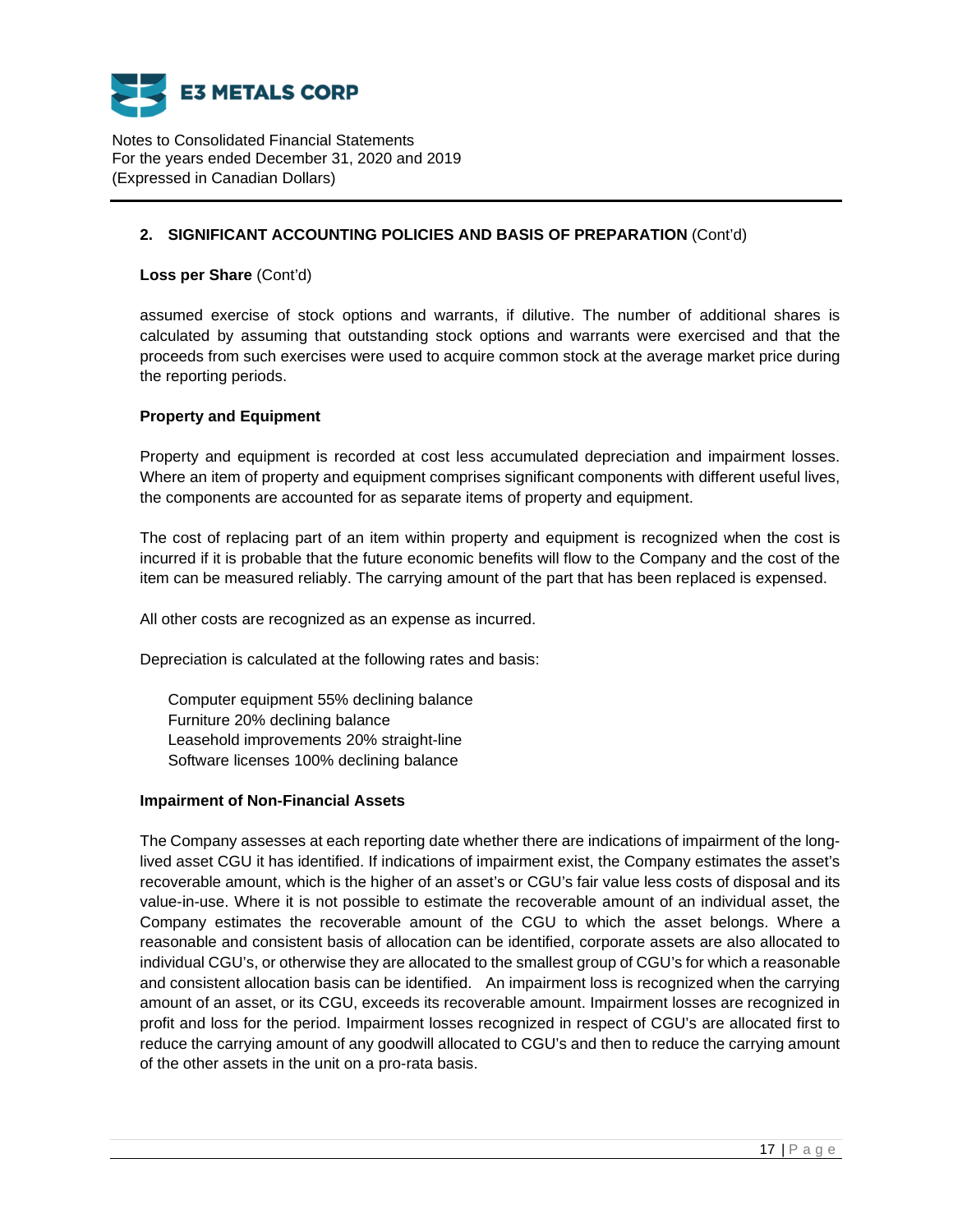## 2. SIGNIFICANT ACCOUNTING POLICIES AND BASIS OF PREPARATION (Cont'd)

**Loss per Share** (Cont'd)

assumed exercise of stock options and warrants, if dilutive. The number of additional shares is calculated by assuming that outstanding stock options and warrants were exercised and that the proceeds from such exercises were used to acquire common stock at the average market price during the reporting periods.

**Property and Equipment**

Property and equipment is recorded at cost less accumulated depreciation and impairment losses. Where an item of property and equipment comprises significant components with different useful lives, the components are accounted for as separate items of property and equipment.

The cost of replacing part of an item within property and equipment is recognized when the cost is incurred if it is probable that the future economic benefits will flow to the Company and the cost of the item can be measured reliably. The carrying amount of the part that has been replaced is expensed.

All other costs are recognized as an expense as incurred.

Depreciation is calculated at the following rates and basis:

Computer equipment 55% declining balance
Furniture 20% declining balance
Leasehold improvements 20% straight-line
Software licenses 100% declining balance

**Impairment of Non-Financial Assets**

The Company assesses at each reporting date whether there are indications of impairment of the long-lived asset CGU it has identified. If indications of impairment exist, the Company estimates the asset's recoverable amount, which is the higher of an asset's or CGU's fair value less costs of disposal and its value-in-use. Where it is not possible to estimate the recoverable amount of an individual asset, the Company estimates the recoverable amount of the CGU to which the asset belongs. Where a reasonable and consistent basis of allocation can be identified, corporate assets are also allocated to individual CGU's, or otherwise they are allocated to the smallest group of CGU's for which a reasonable and consistent allocation basis can be identified. An impairment loss is recognized when the carrying amount of an asset, or its CGU, exceeds its recoverable amount. Impairment losses are recognized in profit and loss for the period. Impairment losses recognized in respect of CGU's are allocated first to reduce the carrying amount of any goodwill allocated to CGU's and then to reduce the carrying amount of the other assets in the unit on a pro-rata basis.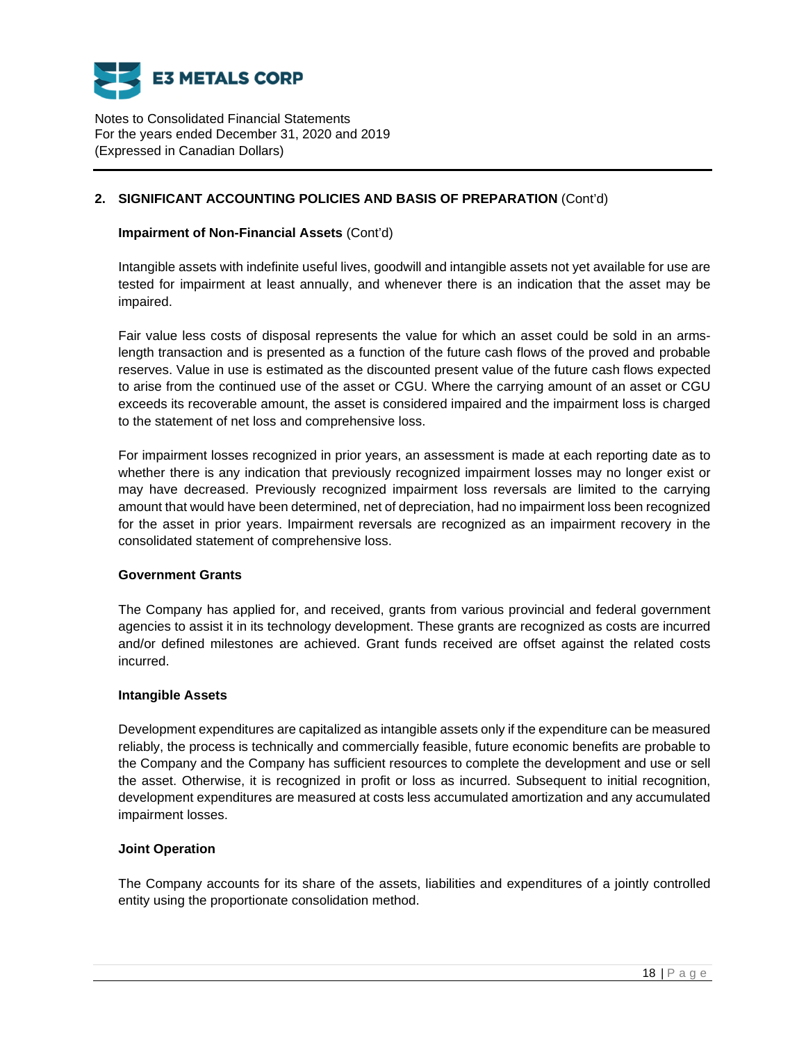## 2. SIGNIFICANT ACCOUNTING POLICIES AND BASIS OF PREPARATION (Cont'd)

### Impairment of Non-Financial Assets (Cont'd)

Intangible assets with indefinite useful lives, goodwill and intangible assets not yet available for use are tested for impairment at least annually, and whenever there is an indication that the asset may be impaired.

Fair value less costs of disposal represents the value for which an asset could be sold in an arms-length transaction and is presented as a function of the future cash flows of the proved and probable reserves. Value in use is estimated as the discounted present value of the future cash flows expected to arise from the continued use of the asset or CGU. Where the carrying amount of an asset or CGU exceeds its recoverable amount, the asset is considered impaired and the impairment loss is charged to the statement of net loss and comprehensive loss.

For impairment losses recognized in prior years, an assessment is made at each reporting date as to whether there is any indication that previously recognized impairment losses may no longer exist or may have decreased. Previously recognized impairment loss reversals are limited to the carrying amount that would have been determined, net of depreciation, had no impairment loss been recognized for the asset in prior years. Impairment reversals are recognized as an impairment recovery in the consolidated statement of comprehensive loss.

### Government Grants

The Company has applied for, and received, grants from various provincial and federal government agencies to assist it in its technology development. These grants are recognized as costs are incurred and/or defined milestones are achieved. Grant funds received are offset against the related costs incurred.

### Intangible Assets

Development expenditures are capitalized as intangible assets only if the expenditure can be measured reliably, the process is technically and commercially feasible, future economic benefits are probable to the Company and the Company has sufficient resources to complete the development and use or sell the asset. Otherwise, it is recognized in profit or loss as incurred. Subsequent to initial recognition, development expenditures are measured at costs less accumulated amortization and any accumulated impairment losses.

### Joint Operation

The Company accounts for its share of the assets, liabilities and expenditures of a jointly controlled entity using the proportionate consolidation method.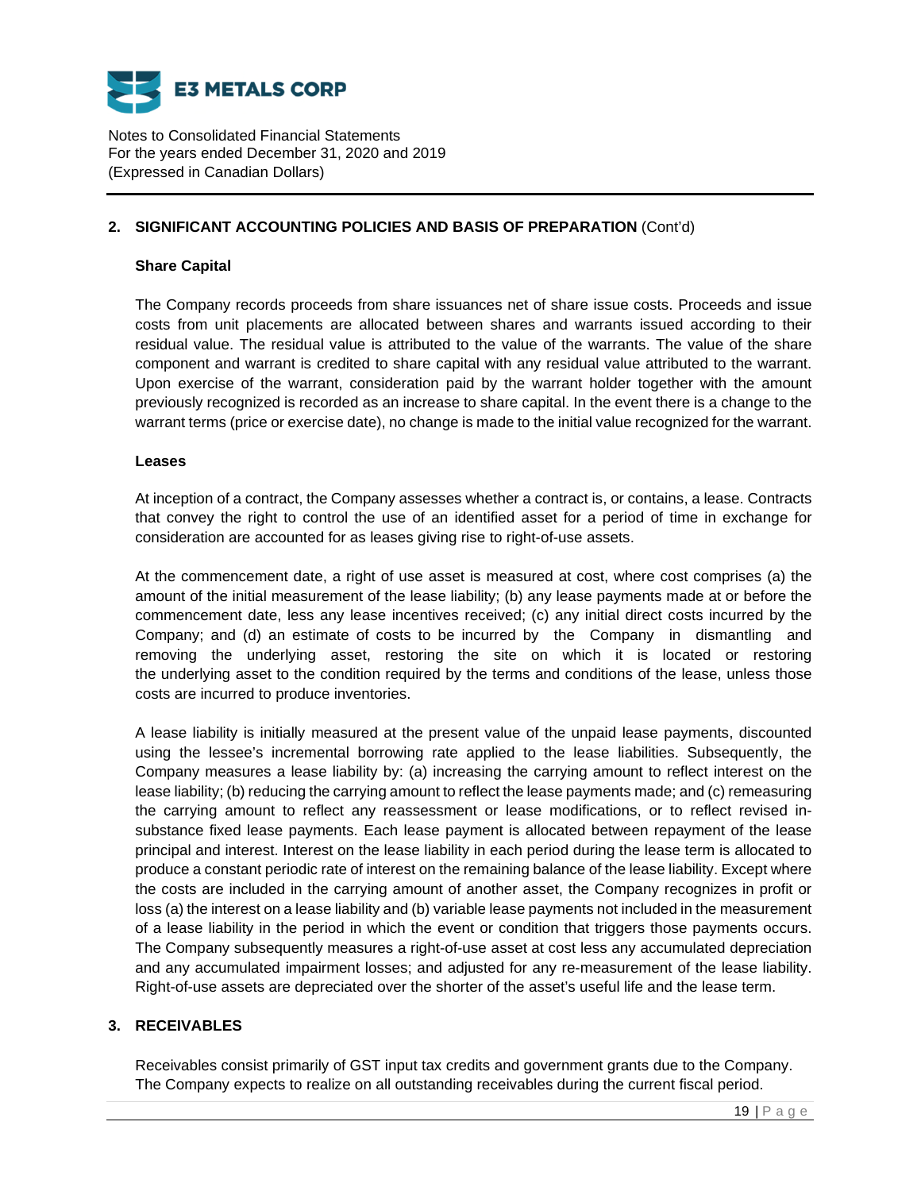## 2. SIGNIFICANT ACCOUNTING POLICIES AND BASIS OF PREPARATION (Cont'd)

### Share Capital

The Company records proceeds from share issuances net of share issue costs. Proceeds and issue costs from unit placements are allocated between shares and warrants issued according to their residual value. The residual value is attributed to the value of the warrants. The value of the share component and warrant is credited to share capital with any residual value attributed to the warrant. Upon exercise of the warrant, consideration paid by the warrant holder together with the amount previously recognized is recorded as an increase to share capital. In the event there is a change to the warrant terms (price or exercise date), no change is made to the initial value recognized for the warrant.

### Leases

At inception of a contract, the Company assesses whether a contract is, or contains, a lease. Contracts that convey the right to control the use of an identified asset for a period of time in exchange for consideration are accounted for as leases giving rise to right-of-use assets.

At the commencement date, a right of use asset is measured at cost, where cost comprises (a) the amount of the initial measurement of the lease liability; (b) any lease payments made at or before the commencement date, less any lease incentives received; (c) any initial direct costs incurred by the Company; and (d) an estimate of costs to be incurred by the Company in dismantling and removing the underlying asset, restoring the site on which it is located or restoring the underlying asset to the condition required by the terms and conditions of the lease, unless those costs are incurred to produce inventories.

A lease liability is initially measured at the present value of the unpaid lease payments, discounted using the lessee's incremental borrowing rate applied to the lease liabilities. Subsequently, the Company measures a lease liability by: (a) increasing the carrying amount to reflect interest on the lease liability; (b) reducing the carrying amount to reflect the lease payments made; and (c) remeasuring the carrying amount to reflect any reassessment or lease modifications, or to reflect revised in-substance fixed lease payments. Each lease payment is allocated between repayment of the lease principal and interest. Interest on the lease liability in each period during the lease term is allocated to produce a constant periodic rate of interest on the remaining balance of the lease liability. Except where the costs are included in the carrying amount of another asset, the Company recognizes in profit or loss (a) the interest on a lease liability and (b) variable lease payments not included in the measurement of a lease liability in the period in which the event or condition that triggers those payments occurs. The Company subsequently measures a right-of-use asset at cost less any accumulated depreciation and any accumulated impairment losses; and adjusted for any re-measurement of the lease liability. Right-of-use assets are depreciated over the shorter of the asset's useful life and the lease term.

## 3. RECEIVABLES

Receivables consist primarily of GST input tax credits and government grants due to the Company. The Company expects to realize on all outstanding receivables during the current fiscal period.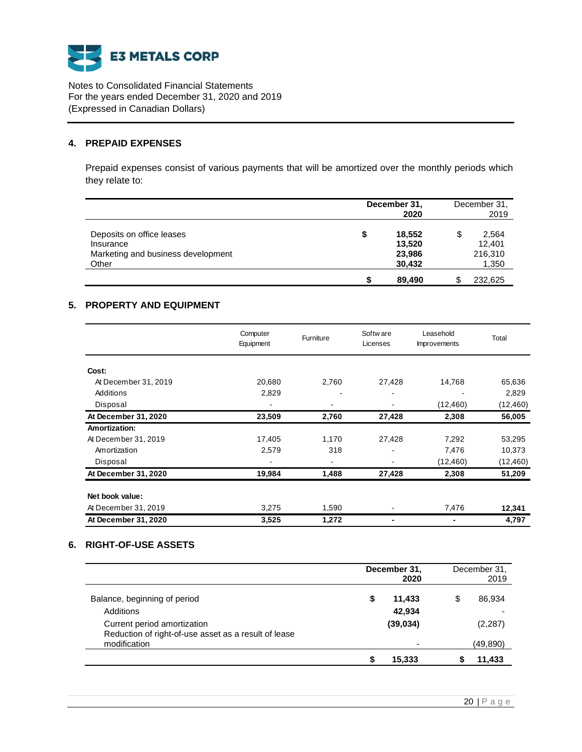E3 METALS CORP

Notes to Consolidated Financial Statements
For the years ended December 31, 2020 and 2019
(Expressed in Canadian Dollars)

## 4. PREPAID EXPENSES

Prepaid expenses consist of various payments that will be amortized over the monthly periods which they relate to:

| | **December 31, 2020** | December 31, 2019 |
|---|---|---|
| Deposits on office leases | **$ 18,552** | $ 2,564 |
| Insurance | **13,520** | 12,401 |
| Marketing and business development | **23,986** | 216,310 |
| Other | **30,432** | 1,350 |
| | **$ 89,490** | $ 232,625 |

## 5. PROPERTY AND EQUIPMENT

| | Computer Equipment | Furniture | Software Licenses | Leasehold Improvements | Total |
|---|---|---|---|---|---|
| **Cost:** | | | | | |
| At December 31, 2019 | 20,680 | 2,760 | 27,428 | 14,768 | 65,636 |
| Additions | 2,829 | - | - | - | 2,829 |
| Disposal | - | - | - | (12,460) | (12,460) |
| **At December 31, 2020** | **23,509** | **2,760** | **27,428** | **2,308** | **56,005** |
| **Amortization:** | | | | | |
| At December 31, 2019 | 17,405 | 1,170 | 27,428 | 7,292 | 53,295 |
| Amortization | 2,579 | 318 | - | 7,476 | 10,373 |
| Disposal | - | - | - | (12,460) | (12,460) |
| **At December 31, 2020** | **19,984** | **1,488** | **27,428** | **2,308** | **51,209** |
| **Net book value:** | | | | | |
| At December 31, 2019 | 3,275 | 1,590 | - | 7,476 | **12,341** |
| **At December 31, 2020** | **3,525** | **1,272** | **-** | **-** | **4,797** |

## 6. RIGHT-OF-USE ASSETS

| | **December 31, 2020** | December 31, 2019 |
|---|---|---|
| Balance, beginning of period | **$ 11,433** | $ 86,934 |
| Additions | **42,934** | - |
| Current period amortization | **(39,034)** | (2,287) |
| Reduction of right-of-use asset as a result of lease modification | **-** | (49,890) |
| | **$ 15,333** | **$ 11,433** |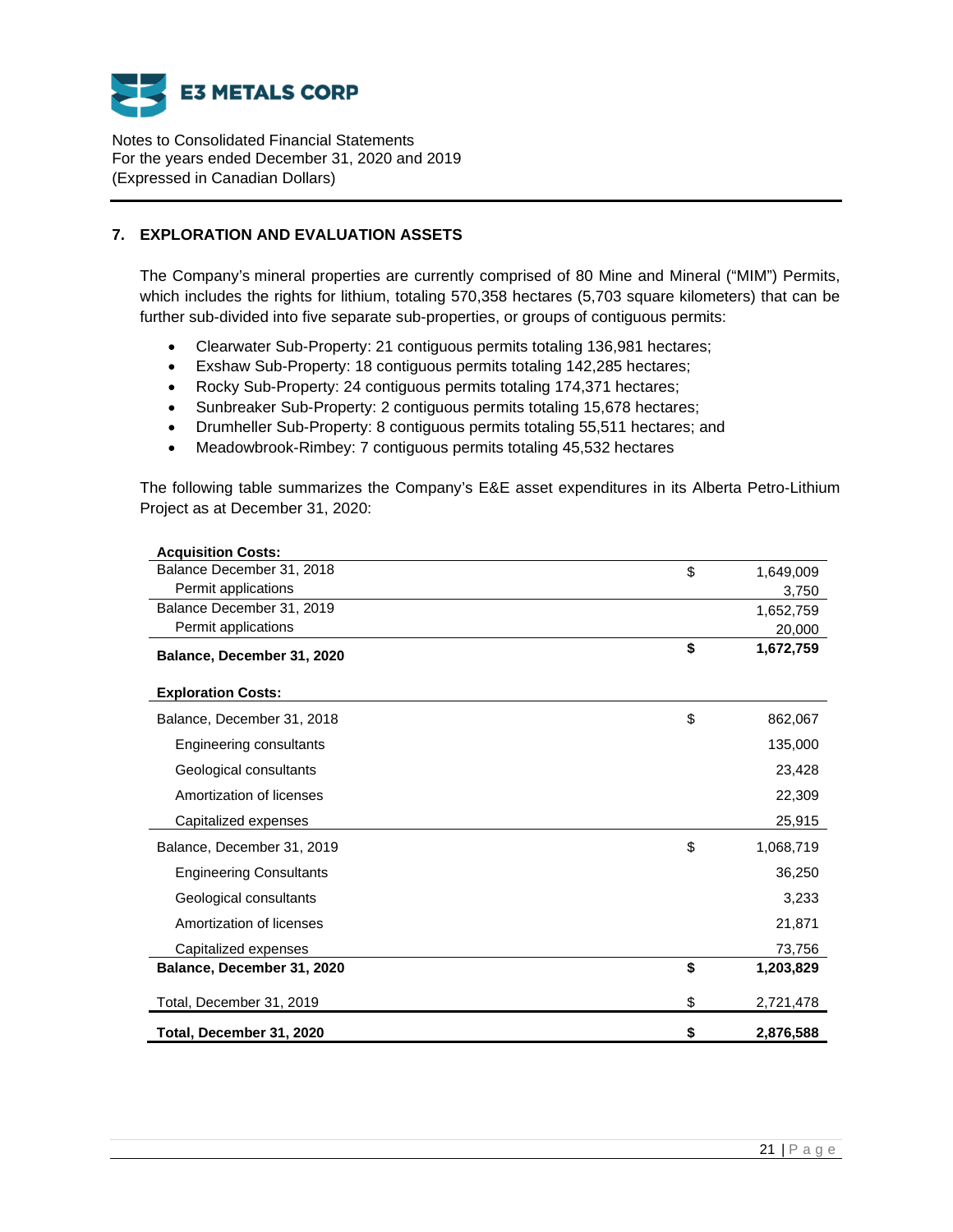## 7. EXPLORATION AND EVALUATION ASSETS

The Company's mineral properties are currently comprised of 80 Mine and Mineral ("MIM") Permits, which includes the rights for lithium, totaling 570,358 hectares (5,703 square kilometers) that can be further sub-divided into five separate sub-properties, or groups of contiguous permits:

- Clearwater Sub-Property: 21 contiguous permits totaling 136,981 hectares;
- Exshaw Sub-Property: 18 contiguous permits totaling 142,285 hectares;
- Rocky Sub-Property: 24 contiguous permits totaling 174,371 hectares;
- Sunbreaker Sub-Property: 2 contiguous permits totaling 15,678 hectares;
- Drumheller Sub-Property: 8 contiguous permits totaling 55,511 hectares; and
- Meadowbrook-Rimbey: 7 contiguous permits totaling 45,532 hectares

The following table summarizes the Company's E&E asset expenditures in its Alberta Petro-Lithium Project as at December 31, 2020:

| | | |
|---|---|---|
| **Acquisition Costs:** | | |
| Balance December 31, 2018 | $ | 1,649,009 |
| Permit applications | | 3,750 |
| Balance December 31, 2019 | | 1,652,759 |
| Permit applications | | 20,000 |
| **Balance, December 31, 2020** | **$** | **1,672,759** |
| **Exploration Costs:** | | |
| Balance, December 31, 2018 | $ | 862,067 |
| Engineering consultants | | 135,000 |
| Geological consultants | | 23,428 |
| Amortization of licenses | | 22,309 |
| Capitalized expenses | | 25,915 |
| Balance, December 31, 2019 | $ | 1,068,719 |
| Engineering Consultants | | 36,250 |
| Geological consultants | | 3,233 |
| Amortization of licenses | | 21,871 |
| Capitalized expenses | | 73,756 |
| **Balance, December 31, 2020** | **$** | **1,203,829** |
| Total, December 31, 2019 | $ | 2,721,478 |
| **Total, December 31, 2020** | **$** | **2,876,588** |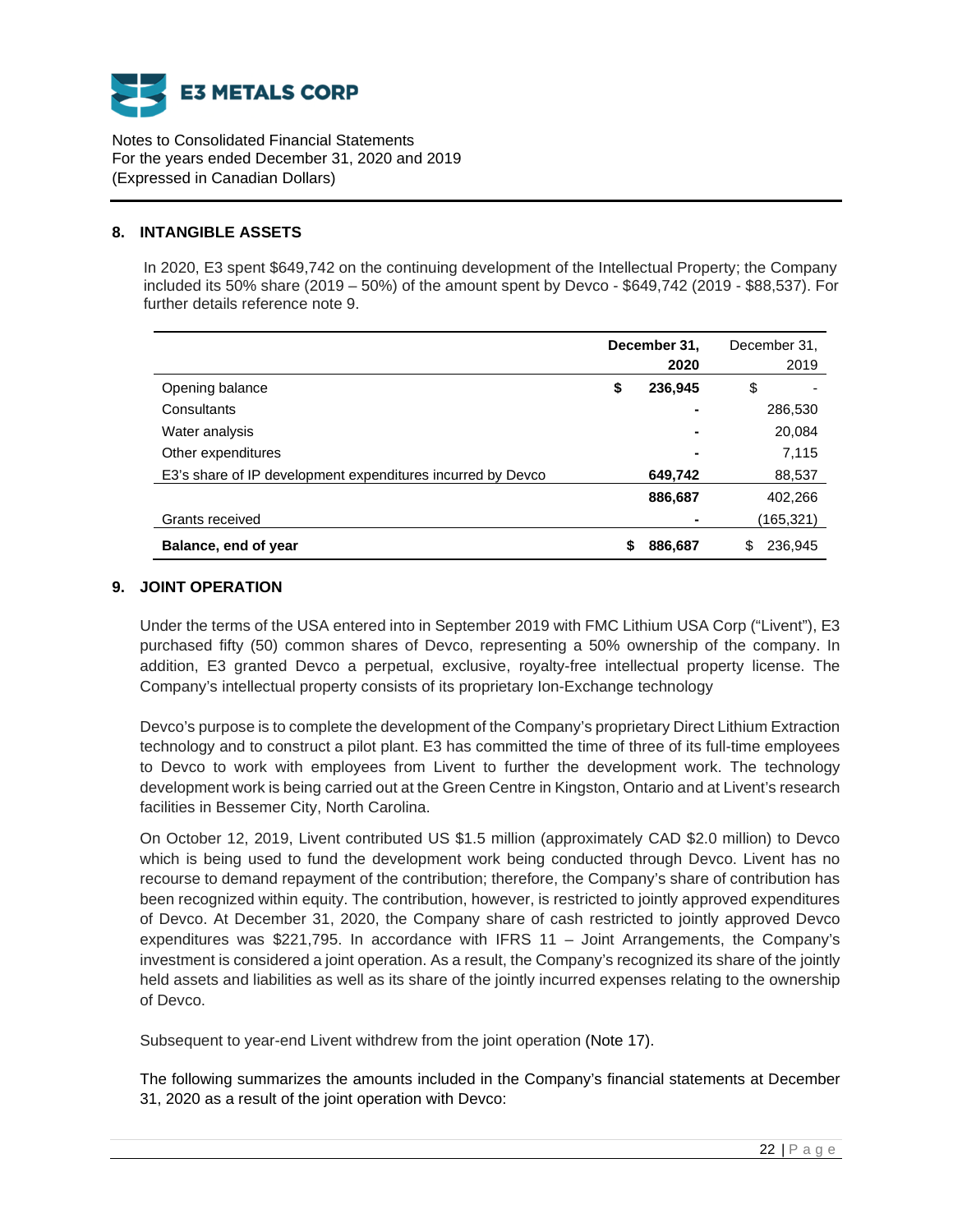## 8. INTANGIBLE ASSETS

In 2020, E3 spent $649,742 on the continuing development of the Intellectual Property; the Company included its 50% share (2019 – 50%) of the amount spent by Devco - $649,742 (2019 - $88,537). For further details reference note 9.

| | **December 31, 2020** | December 31, 2019 |
|---|---|---|
| Opening balance | **$ 236,945** | $ - |
| Consultants | **-** | 286,530 |
| Water analysis | **-** | 20,084 |
| Other expenditures | **-** | 7,115 |
| E3's share of IP development expenditures incurred by Devco | **649,742** | 88,537 |
| | **886,687** | 402,266 |
| Grants received | **-** | (165,321) |
| **Balance, end of year** | **$ 886,687** | $ 236,945 |

## 9. JOINT OPERATION

Under the terms of the USA entered into in September 2019 with FMC Lithium USA Corp ("Livent"), E3 purchased fifty (50) common shares of Devco, representing a 50% ownership of the company. In addition, E3 granted Devco a perpetual, exclusive, royalty-free intellectual property license. The Company's intellectual property consists of its proprietary Ion-Exchange technology

Devco's purpose is to complete the development of the Company's proprietary Direct Lithium Extraction technology and to construct a pilot plant. E3 has committed the time of three of its full-time employees to Devco to work with employees from Livent to further the development work. The technology development work is being carried out at the Green Centre in Kingston, Ontario and at Livent's research facilities in Bessemer City, North Carolina.

On October 12, 2019, Livent contributed US $1.5 million (approximately CAD $2.0 million) to Devco which is being used to fund the development work being conducted through Devco. Livent has no recourse to demand repayment of the contribution; therefore, the Company's share of contribution has been recognized within equity. The contribution, however, is restricted to jointly approved expenditures of Devco. At December 31, 2020, the Company share of cash restricted to jointly approved Devco expenditures was $221,795. In accordance with IFRS 11 – Joint Arrangements, the Company's investment is considered a joint operation. As a result, the Company's recognized its share of the jointly held assets and liabilities as well as its share of the jointly incurred expenses relating to the ownership of Devco.

Subsequent to year-end Livent withdrew from the joint operation (Note 17).

The following summarizes the amounts included in the Company's financial statements at December 31, 2020 as a result of the joint operation with Devco: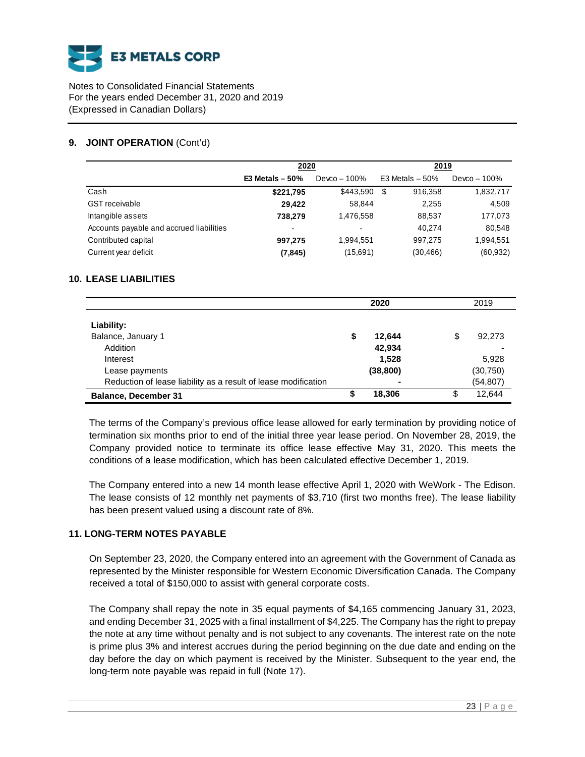## 9. JOINT OPERATION (Cont'd)

| | 2020 | | 2019 | |
|---|---|---|---|---|
| | **E3 Metals – 50%** | Devco – 100% | E3 Metals – 50% | Devco – 100% |
| Cash | **$221,795** | $443,590 | $ 916,358 | 1,832,717 |
| GST receivable | **29,422** | 58,844 | 2,255 | 4,509 |
| Intangible assets | **738,279** | 1,476,558 | 88,537 | 177,073 |
| Accounts payable and accrued liabilities | **-** | - | 40,274 | 80,548 |
| Contributed capital | **997,275** | 1,994,551 | 997,275 | 1,994,551 |
| Current year deficit | **(7,845)** | (15,691) | (30,466) | (60,932) |

## 10. LEASE LIABILITIES

| | 2020 | 2019 |
|---|---|---|
| **Liability:** | | |
| Balance, January 1 | **$ 12,644** | $ 92,273 |
| Addition | **42,934** | - |
| Interest | **1,528** | 5,928 |
| Lease payments | **(38,800)** | (30,750) |
| Reduction of lease liability as a result of lease modification | **-** | (54,807) |
| **Balance, December 31** | **$ 18,306** | $ 12,644 |

The terms of the Company's previous office lease allowed for early termination by providing notice of termination six months prior to end of the initial three year lease period. On November 28, 2019, the Company provided notice to terminate its office lease effective May 31, 2020. This meets the conditions of a lease modification, which has been calculated effective December 1, 2019.

The Company entered into a new 14 month lease effective April 1, 2020 with WeWork - The Edison. The lease consists of 12 monthly net payments of $3,710 (first two months free). The lease liability has been present valued using a discount rate of 8%.

## 11. LONG-TERM NOTES PAYABLE

On September 23, 2020, the Company entered into an agreement with the Government of Canada as represented by the Minister responsible for Western Economic Diversification Canada. The Company received a total of $150,000 to assist with general corporate costs.

The Company shall repay the note in 35 equal payments of $4,165 commencing January 31, 2023, and ending December 31, 2025 with a final installment of $4,225. The Company has the right to prepay the note at any time without penalty and is not subject to any covenants. The interest rate on the note is prime plus 3% and interest accrues during the period beginning on the due date and ending on the day before the day on which payment is received by the Minister. Subsequent to the year end, the long-term note payable was repaid in full (Note 17).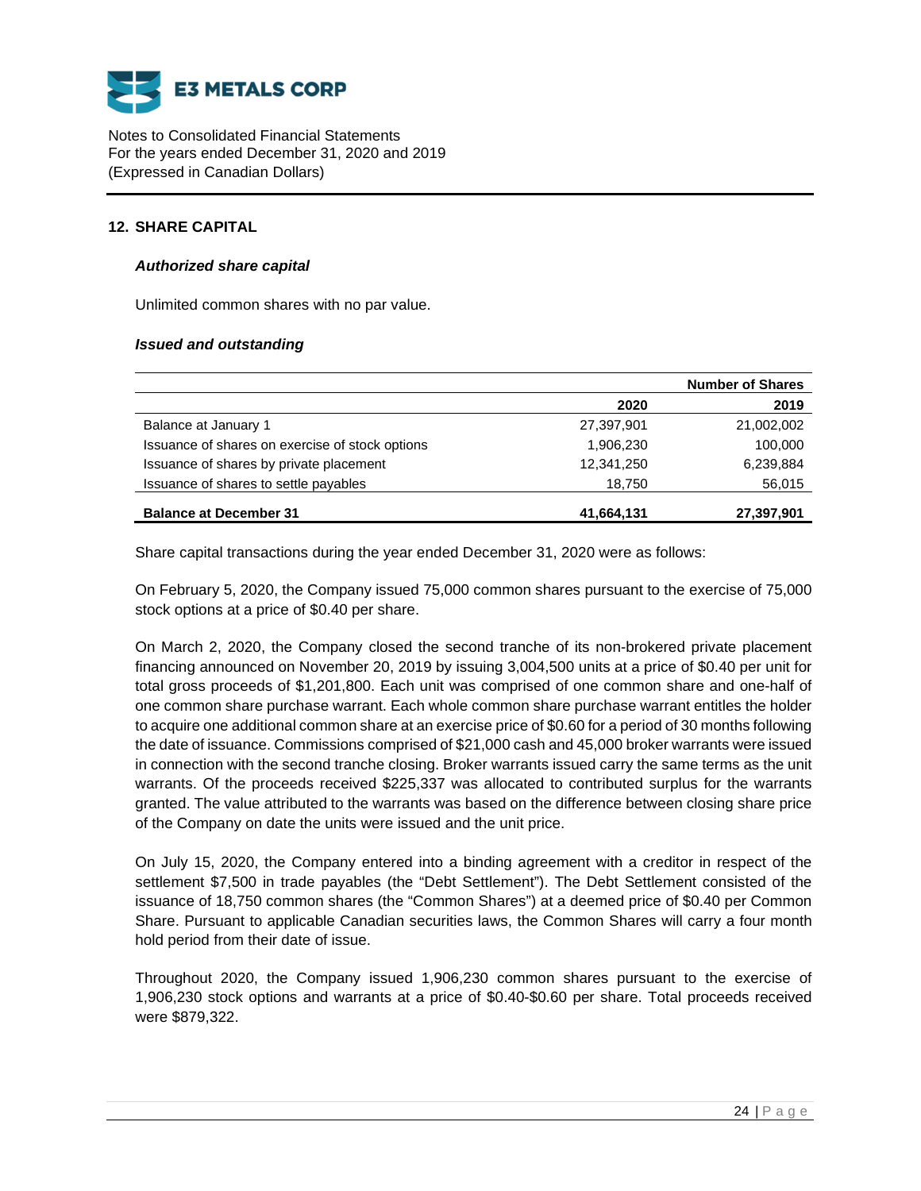## 12. SHARE CAPITAL

### *Authorized share capital*

Unlimited common shares with no par value.

### *Issued and outstanding*

| | Number of Shares | |
|---|---|---|
| | **2020** | **2019** |
| Balance at January 1 | 27,397,901 | 21,002,002 |
| Issuance of shares on exercise of stock options | 1,906,230 | 100,000 |
| Issuance of shares by private placement | 12,341,250 | 6,239,884 |
| Issuance of shares to settle payables | 18,750 | 56,015 |
| **Balance at December 31** | **41,664,131** | **27,397,901** |

Share capital transactions during the year ended December 31, 2020 were as follows:

On February 5, 2020, the Company issued 75,000 common shares pursuant to the exercise of 75,000 stock options at a price of $0.40 per share.

On March 2, 2020, the Company closed the second tranche of its non-brokered private placement financing announced on November 20, 2019 by issuing 3,004,500 units at a price of $0.40 per unit for total gross proceeds of $1,201,800. Each unit was comprised of one common share and one-half of one common share purchase warrant. Each whole common share purchase warrant entitles the holder to acquire one additional common share at an exercise price of $0.60 for a period of 30 months following the date of issuance. Commissions comprised of $21,000 cash and 45,000 broker warrants were issued in connection with the second tranche closing. Broker warrants issued carry the same terms as the unit warrants. Of the proceeds received $225,337 was allocated to contributed surplus for the warrants granted. The value attributed to the warrants was based on the difference between closing share price of the Company on date the units were issued and the unit price.

On July 15, 2020, the Company entered into a binding agreement with a creditor in respect of the settlement $7,500 in trade payables (the "Debt Settlement"). The Debt Settlement consisted of the issuance of 18,750 common shares (the "Common Shares") at a deemed price of $0.40 per Common Share. Pursuant to applicable Canadian securities laws, the Common Shares will carry a four month hold period from their date of issue.

Throughout 2020, the Company issued 1,906,230 common shares pursuant to the exercise of 1,906,230 stock options and warrants at a price of $0.40-$0.60 per share. Total proceeds received were $879,322.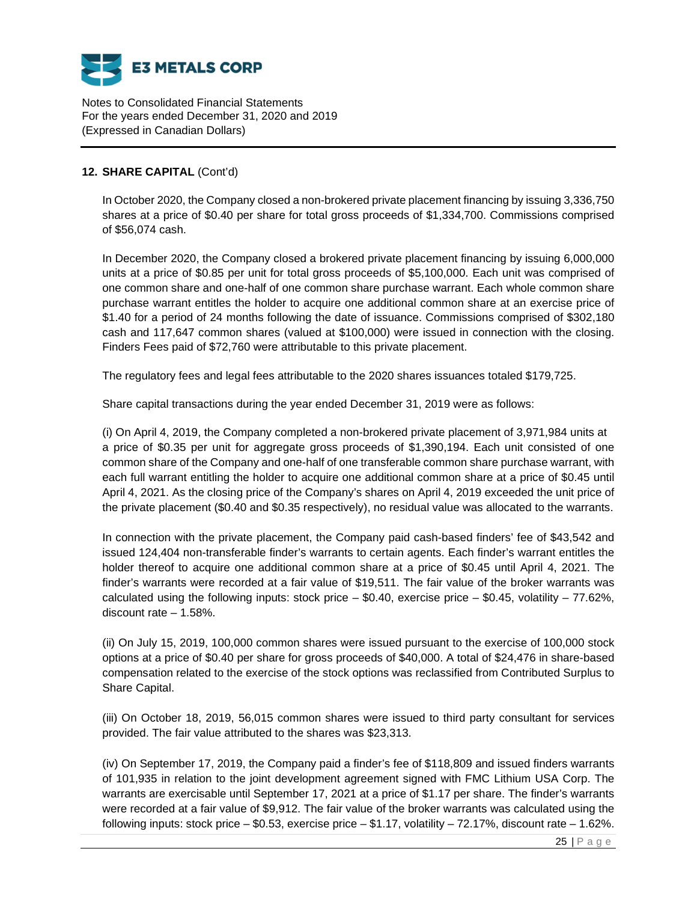## 12. SHARE CAPITAL (Cont'd)

In October 2020, the Company closed a non-brokered private placement financing by issuing 3,336,750 shares at a price of $0.40 per share for total gross proceeds of $1,334,700. Commissions comprised of $56,074 cash.

In December 2020, the Company closed a brokered private placement financing by issuing 6,000,000 units at a price of $0.85 per unit for total gross proceeds of $5,100,000. Each unit was comprised of one common share and one-half of one common share purchase warrant. Each whole common share purchase warrant entitles the holder to acquire one additional common share at an exercise price of $1.40 for a period of 24 months following the date of issuance. Commissions comprised of $302,180 cash and 117,647 common shares (valued at $100,000) were issued in connection with the closing. Finders Fees paid of $72,760 were attributable to this private placement.

The regulatory fees and legal fees attributable to the 2020 shares issuances totaled $179,725.

Share capital transactions during the year ended December 31, 2019 were as follows:

(i) On April 4, 2019, the Company completed a non-brokered private placement of 3,971,984 units at a price of $0.35 per unit for aggregate gross proceeds of $1,390,194. Each unit consisted of one common share of the Company and one-half of one transferable common share purchase warrant, with each full warrant entitling the holder to acquire one additional common share at a price of $0.45 until April 4, 2021. As the closing price of the Company's shares on April 4, 2019 exceeded the unit price of the private placement ($0.40 and $0.35 respectively), no residual value was allocated to the warrants.

In connection with the private placement, the Company paid cash-based finders' fee of $43,542 and issued 124,404 non-transferable finder's warrants to certain agents. Each finder's warrant entitles the holder thereof to acquire one additional common share at a price of $0.45 until April 4, 2021. The finder's warrants were recorded at a fair value of $19,511. The fair value of the broker warrants was calculated using the following inputs: stock price – $0.40, exercise price – $0.45, volatility – 77.62%, discount rate – 1.58%.

(ii) On July 15, 2019, 100,000 common shares were issued pursuant to the exercise of 100,000 stock options at a price of $0.40 per share for gross proceeds of $40,000. A total of $24,476 in share-based compensation related to the exercise of the stock options was reclassified from Contributed Surplus to Share Capital.

(iii) On October 18, 2019, 56,015 common shares were issued to third party consultant for services provided. The fair value attributed to the shares was $23,313.

(iv) On September 17, 2019, the Company paid a finder's fee of $118,809 and issued finders warrants of 101,935 in relation to the joint development agreement signed with FMC Lithium USA Corp. The warrants are exercisable until September 17, 2021 at a price of $1.17 per share. The finder's warrants were recorded at a fair value of $9,912. The fair value of the broker warrants was calculated using the following inputs: stock price – $0.53, exercise price – $1.17, volatility – 72.17%, discount rate – 1.62%.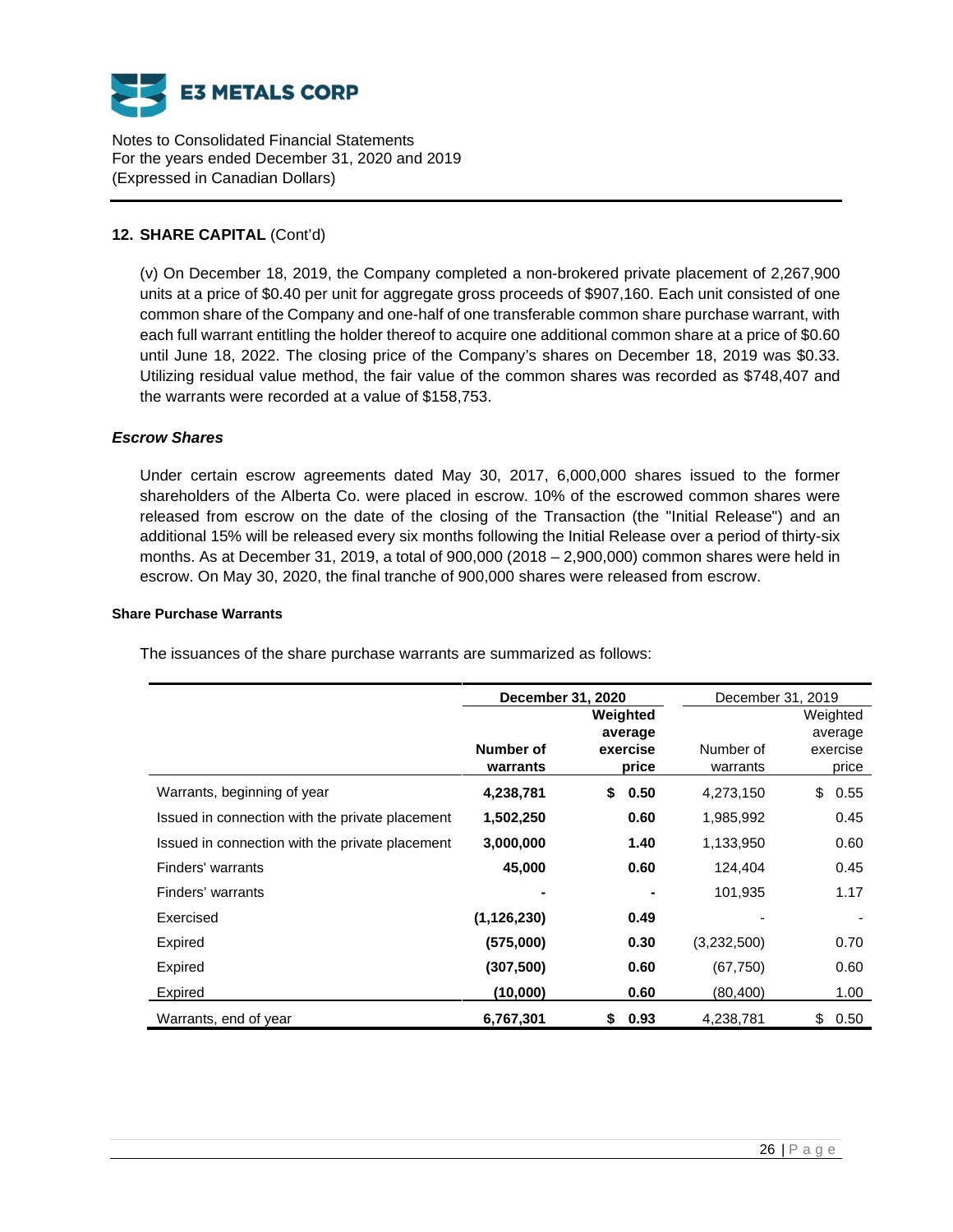## 12. SHARE CAPITAL (Cont'd)

(v) On December 18, 2019, the Company completed a non-brokered private placement of 2,267,900 units at a price of $0.40 per unit for aggregate gross proceeds of $907,160. Each unit consisted of one common share of the Company and one-half of one transferable common share purchase warrant, with each full warrant entitling the holder thereof to acquire one additional common share at a price of $0.60 until June 18, 2022. The closing price of the Company's shares on December 18, 2019 was $0.33. Utilizing residual value method, the fair value of the common shares was recorded as $748,407 and the warrants were recorded at a value of $158,753.

### *Escrow Shares*

Under certain escrow agreements dated May 30, 2017, 6,000,000 shares issued to the former shareholders of the Alberta Co. were placed in escrow. 10% of the escrowed common shares were released from escrow on the date of the closing of the Transaction (the "Initial Release") and an additional 15% will be released every six months following the Initial Release over a period of thirty-six months. As at December 31, 2019, a total of 900,000 (2018 – 2,900,000) common shares were held in escrow. On May 30, 2020, the final tranche of 900,000 shares were released from escrow.

### Share Purchase Warrants

The issuances of the share purchase warrants are summarized as follows:

| | **December 31, 2020** | | December 31, 2019 | |
|---|---|---|---|---|
| | **Number of warrants** | **Weighted average exercise price** | Number of warrants | Weighted average exercise price |
| Warrants, beginning of year | **4,238,781** | **$ 0.50** | 4,273,150 | $ 0.55 |
| Issued in connection with the private placement | **1,502,250** | **0.60** | 1,985,992 | 0.45 |
| Issued in connection with the private placement | **3,000,000** | **1.40** | 1,133,950 | 0.60 |
| Finders' warrants | **45,000** | **0.60** | 124,404 | 0.45 |
| Finders' warrants | **-** | **-** | 101,935 | 1.17 |
| Exercised | **(1,126,230)** | **0.49** | - | - |
| Expired | **(575,000)** | **0.30** | (3,232,500) | 0.70 |
| Expired | **(307,500)** | **0.60** | (67,750) | 0.60 |
| Expired | **(10,000)** | **0.60** | (80,400) | 1.00 |
| Warrants, end of year | **6,767,301** | **$ 0.93** | 4,238,781 | $ 0.50 |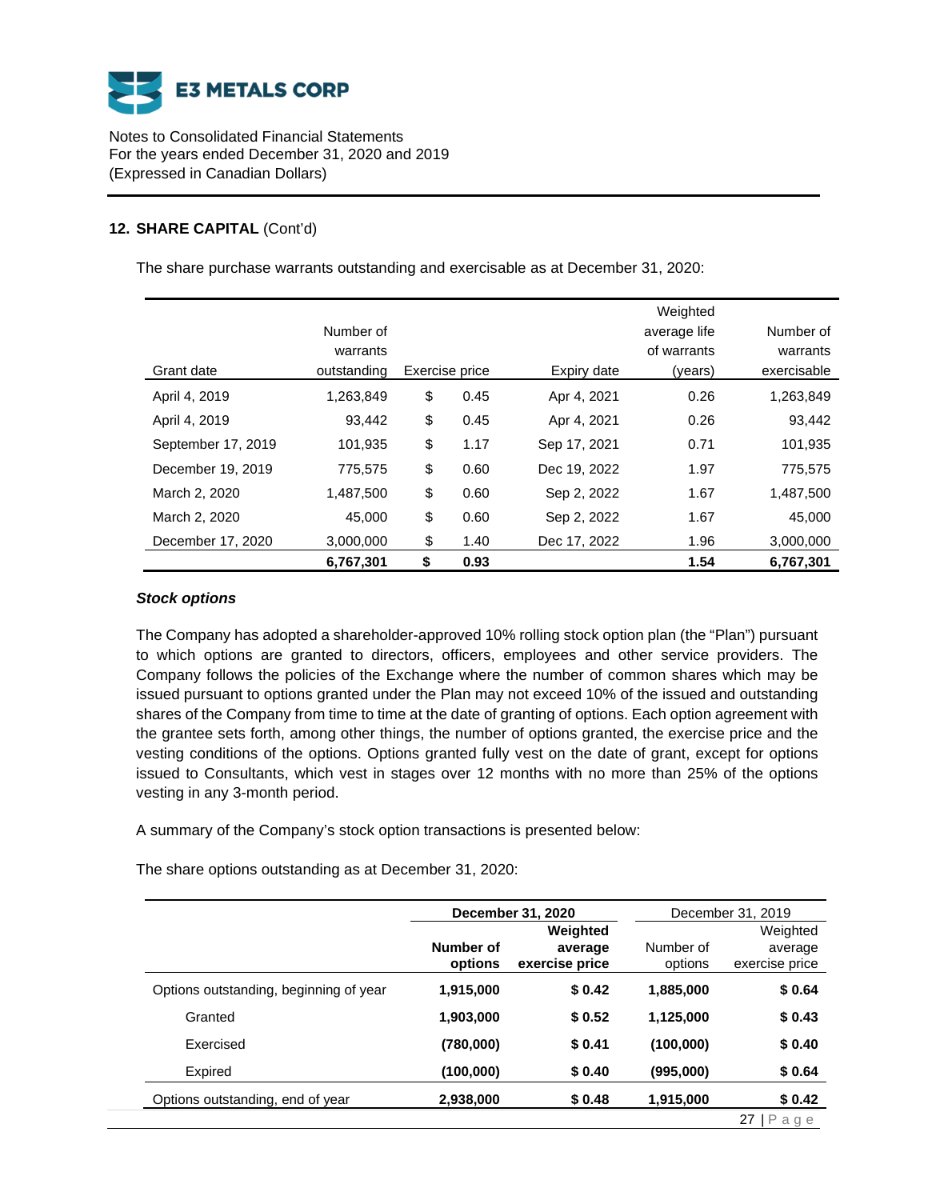E3 METALS CORP

Notes to Consolidated Financial Statements
For the years ended December 31, 2020 and 2019
(Expressed in Canadian Dollars)

## 12. SHARE CAPITAL (Cont'd)

The share purchase warrants outstanding and exercisable as at December 31, 2020:

| Grant date | Number of warrants outstanding | Exercise price | Expiry date | Weighted average life of warrants (years) | Number of warrants exercisable |
|---|---|---|---|---|---|
| April 4, 2019 | 1,263,849 | $ 0.45 | Apr 4, 2021 | 0.26 | 1,263,849 |
| April 4, 2019 | 93,442 | $ 0.45 | Apr 4, 2021 | 0.26 | 93,442 |
| September 17, 2019 | 101,935 | $ 1.17 | Sep 17, 2021 | 0.71 | 101,935 |
| December 19, 2019 | 775,575 | $ 0.60 | Dec 19, 2022 | 1.97 | 775,575 |
| March 2, 2020 | 1,487,500 | $ 0.60 | Sep 2, 2022 | 1.67 | 1,487,500 |
| March 2, 2020 | 45,000 | $ 0.60 | Sep 2, 2022 | 1.67 | 45,000 |
| December 17, 2020 | 3,000,000 | $ 1.40 | Dec 17, 2022 | 1.96 | 3,000,000 |
| | **6,767,301** | **$ 0.93** | | **1.54** | **6,767,301** |

### *Stock options*

The Company has adopted a shareholder-approved 10% rolling stock option plan (the "Plan") pursuant to which options are granted to directors, officers, employees and other service providers. The Company follows the policies of the Exchange where the number of common shares which may be issued pursuant to options granted under the Plan may not exceed 10% of the issued and outstanding shares of the Company from time to time at the date of granting of options. Each option agreement with the grantee sets forth, among other things, the number of options granted, the exercise price and the vesting conditions of the options. Options granted fully vest on the date of grant, except for options issued to Consultants, which vest in stages over 12 months with no more than 25% of the options vesting in any 3-month period.

A summary of the Company's stock option transactions is presented below:

The share options outstanding as at December 31, 2020:

| | **December 31, 2020** | | December 31, 2019 | |
|---|---|---|---|---|
| | **Number of options** | **Weighted average exercise price** | Number of options | Weighted average exercise price |
| Options outstanding, beginning of year | **1,915,000** | **$ 0.42** | **1,885,000** | **$ 0.64** |
| Granted | **1,903,000** | **$ 0.52** | **1,125,000** | **$ 0.43** |
| Exercised | **(780,000)** | **$ 0.41** | **(100,000)** | **$ 0.40** |
| Expired | **(100,000)** | **$ 0.40** | **(995,000)** | **$ 0.64** |
| Options outstanding, end of year | **2,938,000** | **$ 0.48** | **1,915,000** | **$ 0.42** |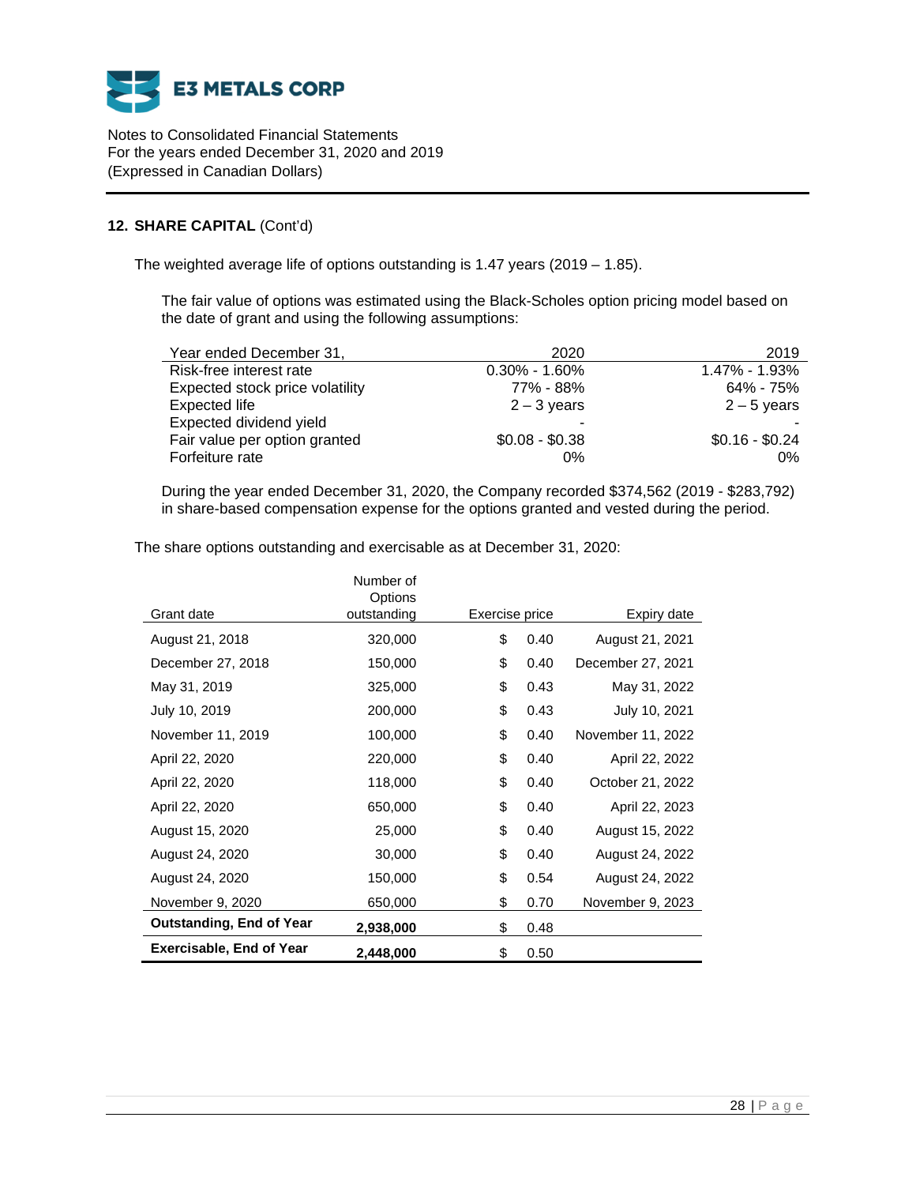## 12. SHARE CAPITAL (Cont'd)

The weighted average life of options outstanding is 1.47 years (2019 – 1.85).

The fair value of options was estimated using the Black-Scholes option pricing model based on the date of grant and using the following assumptions:

| Year ended December 31, | 2020 | 2019 |
|---|---|---|
| Risk-free interest rate | 0.30% - 1.60% | 1.47% - 1.93% |
| Expected stock price volatility | 77% - 88% | 64% - 75% |
| Expected life | 2 – 3 years | 2 – 5 years |
| Expected dividend yield | - | - |
| Fair value per option granted | $0.08 - $0.38 | $0.16 - $0.24 |
| Forfeiture rate | 0% | 0% |

During the year ended December 31, 2020, the Company recorded $374,562 (2019 - $283,792) in share-based compensation expense for the options granted and vested during the period.

The share options outstanding and exercisable as at December 31, 2020:

| Grant date | Number of Options outstanding | Exercise price | Expiry date |
|---|---|---|---|
| August 21, 2018 | 320,000 | $ 0.40 | August 21, 2021 |
| December 27, 2018 | 150,000 | $ 0.40 | December 27, 2021 |
| May 31, 2019 | 325,000 | $ 0.43 | May 31, 2022 |
| July 10, 2019 | 200,000 | $ 0.43 | July 10, 2021 |
| November 11, 2019 | 100,000 | $ 0.40 | November 11, 2022 |
| April 22, 2020 | 220,000 | $ 0.40 | April 22, 2022 |
| April 22, 2020 | 118,000 | $ 0.40 | October 21, 2022 |
| April 22, 2020 | 650,000 | $ 0.40 | April 22, 2023 |
| August 15, 2020 | 25,000 | $ 0.40 | August 15, 2022 |
| August 24, 2020 | 30,000 | $ 0.40 | August 24, 2022 |
| August 24, 2020 | 150,000 | $ 0.54 | August 24, 2022 |
| November 9, 2020 | 650,000 | $ 0.70 | November 9, 2023 |
| **Outstanding, End of Year** | **2,938,000** | $ 0.48 | |
| **Exercisable, End of Year** | **2,448,000** | $ 0.50 | |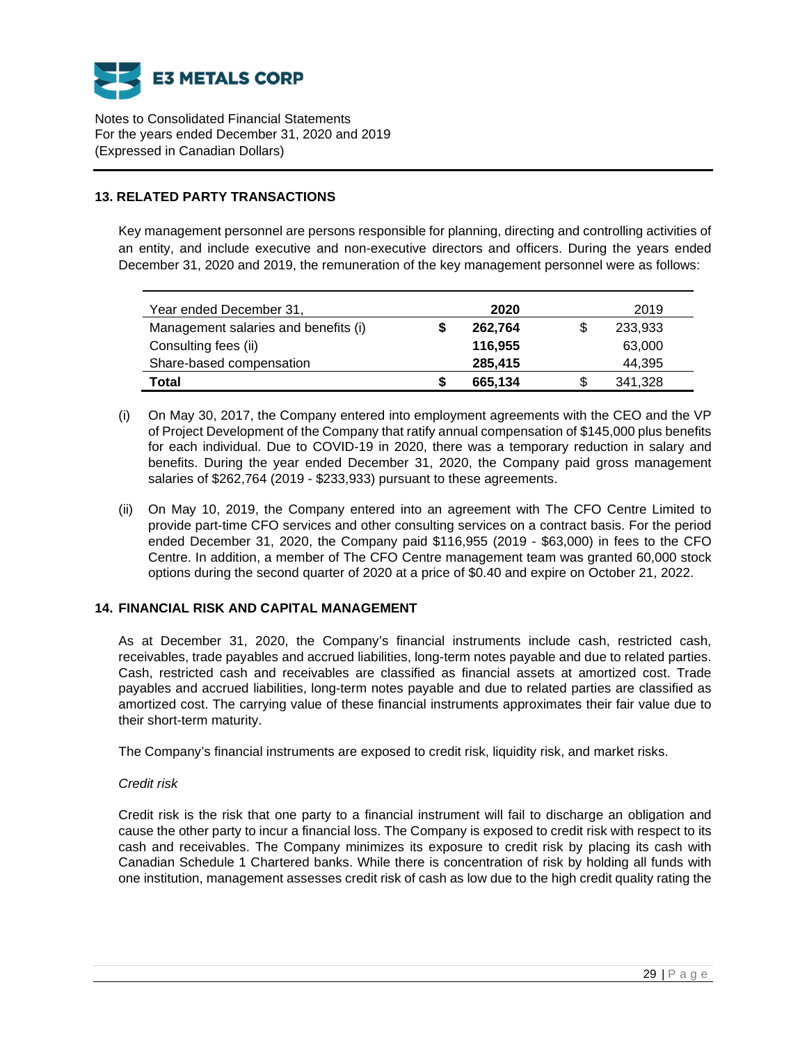## 13. RELATED PARTY TRANSACTIONS

Key management personnel are persons responsible for planning, directing and controlling activities of an entity, and include executive and non-executive directors and officers. During the years ended December 31, 2020 and 2019, the remuneration of the key management personnel were as follows:

| Year ended December 31, | | **2020** | | 2019 |
|---|---|---|---|---|
| Management salaries and benefits (i) | **$** | **262,764** | $ | 233,933 |
| Consulting fees (ii) | | **116,955** | | 63,000 |
| Share-based compensation | | **285,415** | | 44,395 |
| **Total** | **$** | **665,134** | $ | 341,328 |

(i) On May 30, 2017, the Company entered into employment agreements with the CEO and the VP of Project Development of the Company that ratify annual compensation of $145,000 plus benefits for each individual. Due to COVID-19 in 2020, there was a temporary reduction in salary and benefits. During the year ended December 31, 2020, the Company paid gross management salaries of $262,764 (2019 - $233,933) pursuant to these agreements.

(ii) On May 10, 2019, the Company entered into an agreement with The CFO Centre Limited to provide part-time CFO services and other consulting services on a contract basis. For the period ended December 31, 2020, the Company paid $116,955 (2019 - $63,000) in fees to the CFO Centre. In addition, a member of The CFO Centre management team was granted 60,000 stock options during the second quarter of 2020 at a price of $0.40 and expire on October 21, 2022.

## 14. FINANCIAL RISK AND CAPITAL MANAGEMENT

As at December 31, 2020, the Company's financial instruments include cash, restricted cash, receivables, trade payables and accrued liabilities, long-term notes payable and due to related parties. Cash, restricted cash and receivables are classified as financial assets at amortized cost. Trade payables and accrued liabilities, long-term notes payable and due to related parties are classified as amortized cost. The carrying value of these financial instruments approximates their fair value due to their short-term maturity.

The Company's financial instruments are exposed to credit risk, liquidity risk, and market risks.

*Credit risk*

Credit risk is the risk that one party to a financial instrument will fail to discharge an obligation and cause the other party to incur a financial loss. The Company is exposed to credit risk with respect to its cash and receivables. The Company minimizes its exposure to credit risk by placing its cash with Canadian Schedule 1 Chartered banks. While there is concentration of risk by holding all funds with one institution, management assesses credit risk of cash as low due to the high credit quality rating the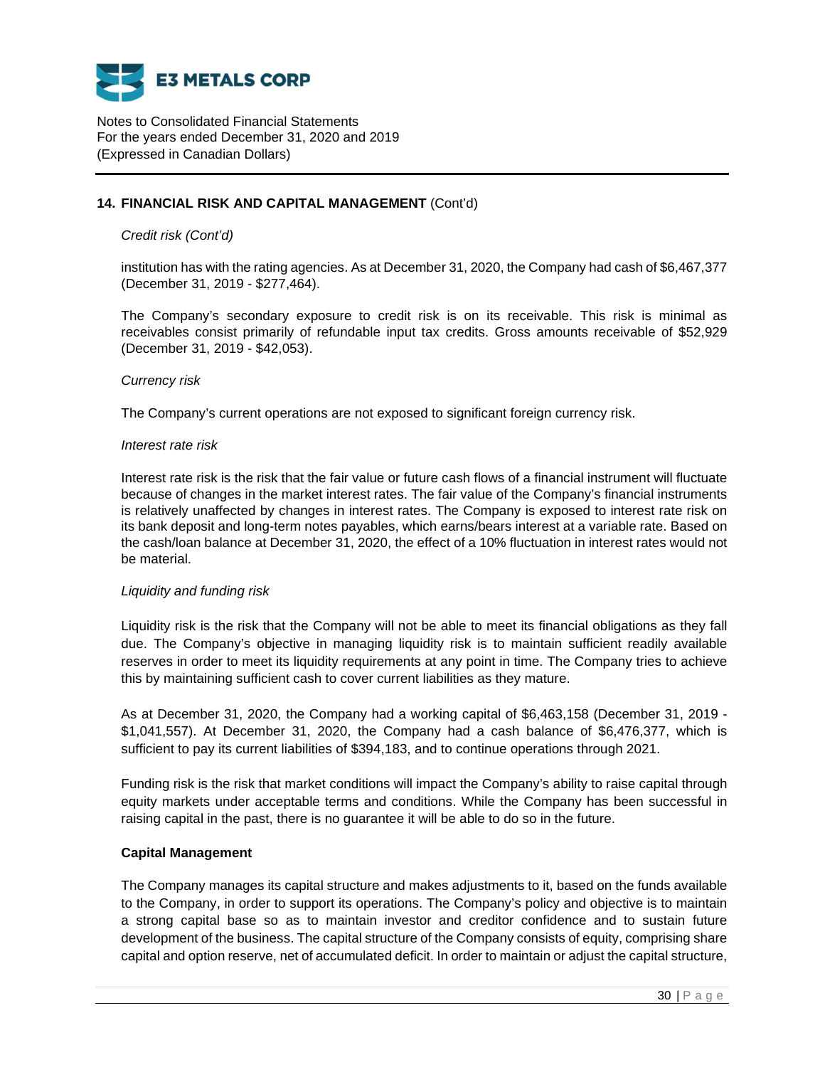## 14. FINANCIAL RISK AND CAPITAL MANAGEMENT (Cont'd)

*Credit risk (Cont'd)*

institution has with the rating agencies. As at December 31, 2020, the Company had cash of $6,467,377 (December 31, 2019 - $277,464).

The Company's secondary exposure to credit risk is on its receivable. This risk is minimal as receivables consist primarily of refundable input tax credits. Gross amounts receivable of $52,929 (December 31, 2019 - $42,053).

*Currency risk*

The Company's current operations are not exposed to significant foreign currency risk.

*Interest rate risk*

Interest rate risk is the risk that the fair value or future cash flows of a financial instrument will fluctuate because of changes in the market interest rates. The fair value of the Company's financial instruments is relatively unaffected by changes in interest rates. The Company is exposed to interest rate risk on its bank deposit and long-term notes payables, which earns/bears interest at a variable rate. Based on the cash/loan balance at December 31, 2020, the effect of a 10% fluctuation in interest rates would not be material.

*Liquidity and funding risk*

Liquidity risk is the risk that the Company will not be able to meet its financial obligations as they fall due. The Company's objective in managing liquidity risk is to maintain sufficient readily available reserves in order to meet its liquidity requirements at any point in time. The Company tries to achieve this by maintaining sufficient cash to cover current liabilities as they mature.

As at December 31, 2020, the Company had a working capital of $6,463,158 (December 31, 2019 - $1,041,557). At December 31, 2020, the Company had a cash balance of $6,476,377, which is sufficient to pay its current liabilities of $394,183, and to continue operations through 2021.

Funding risk is the risk that market conditions will impact the Company's ability to raise capital through equity markets under acceptable terms and conditions. While the Company has been successful in raising capital in the past, there is no guarantee it will be able to do so in the future.

**Capital Management**

The Company manages its capital structure and makes adjustments to it, based on the funds available to the Company, in order to support its operations. The Company's policy and objective is to maintain a strong capital base so as to maintain investor and creditor confidence and to sustain future development of the business. The capital structure of the Company consists of equity, comprising share capital and option reserve, net of accumulated deficit. In order to maintain or adjust the capital structure,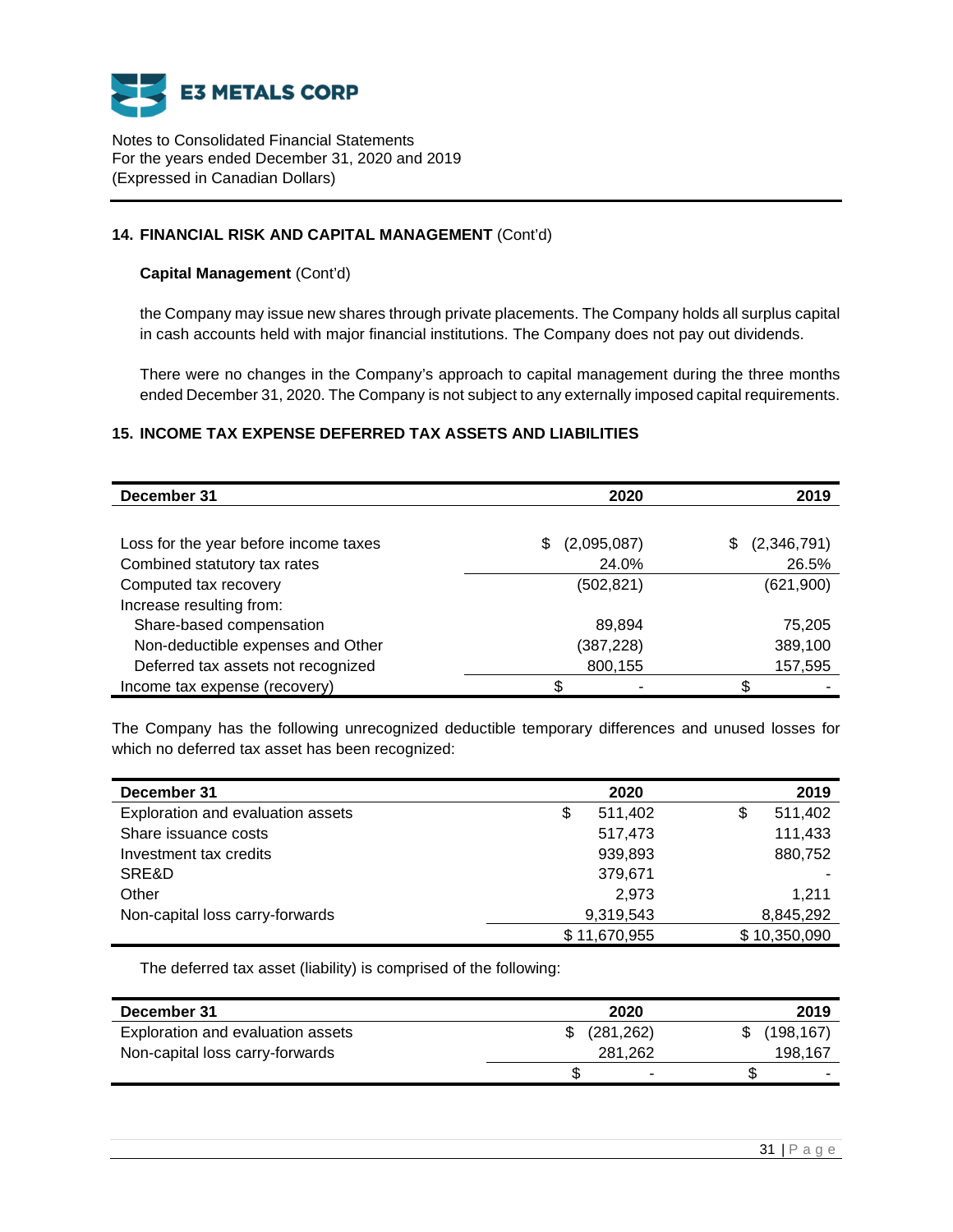## 14. FINANCIAL RISK AND CAPITAL MANAGEMENT (Cont'd)

### Capital Management (Cont'd)

the Company may issue new shares through private placements. The Company holds all surplus capital in cash accounts held with major financial institutions. The Company does not pay out dividends.

There were no changes in the Company's approach to capital management during the three months ended December 31, 2020. The Company is not subject to any externally imposed capital requirements.

## 15. INCOME TAX EXPENSE DEFERRED TAX ASSETS AND LIABILITIES

| December 31 | 2020 | 2019 |
|---|---|---|
| Loss for the year before income taxes | $ (2,095,087) | $ (2,346,791) |
| Combined statutory tax rates | 24.0% | 26.5% |
| Computed tax recovery | (502,821) | (621,900) |
| Increase resulting from: | | |
| Share-based compensation | 89,894 | 75,205 |
| Non-deductible expenses and Other | (387,228) | 389,100 |
| Deferred tax assets not recognized | 800,155 | 157,595 |
| Income tax expense (recovery) | $ - | $ - |

The Company has the following unrecognized deductible temporary differences and unused losses for which no deferred tax asset has been recognized:

| December 31 | 2020 | 2019 |
|---|---|---|
| Exploration and evaluation assets | $ 511,402 | $ 511,402 |
| Share issuance costs | 517,473 | 111,433 |
| Investment tax credits | 939,893 | 880,752 |
| SRE&D | 379,671 | - |
| Other | 2,973 | 1,211 |
| Non-capital loss carry-forwards | 9,319,543 | 8,845,292 |
| | $ 11,670,955 | $ 10,350,090 |

The deferred tax asset (liability) is comprised of the following:

| December 31 | 2020 | 2019 |
|---|---|---|
| Exploration and evaluation assets | $ (281,262) | $ (198,167) |
| Non-capital loss carry-forwards | 281,262 | 198,167 |
| | $ - | $ - |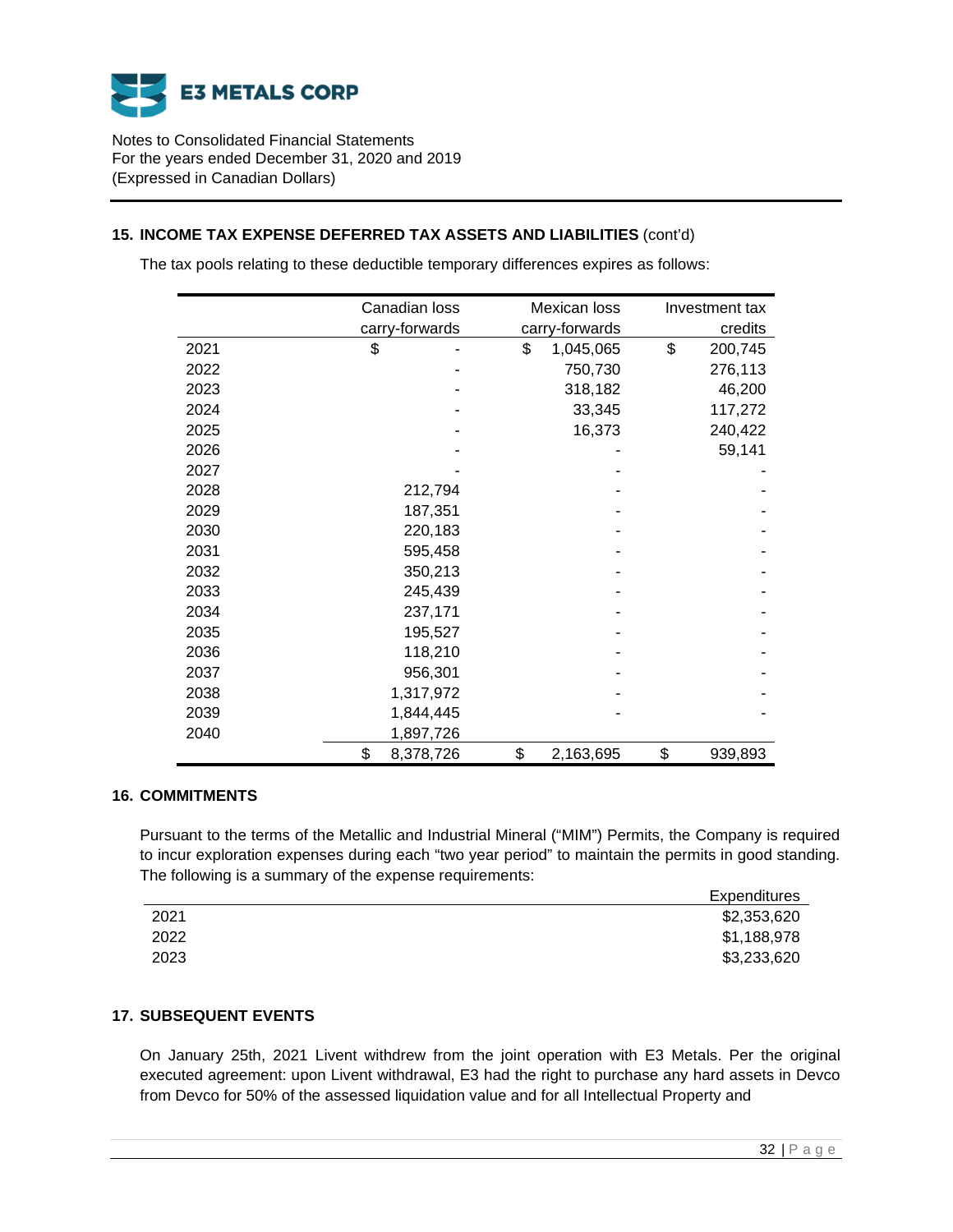E3 METALS CORP

Notes to Consolidated Financial Statements
For the years ended December 31, 2020 and 2019
(Expressed in Canadian Dollars)

## 15. INCOME TAX EXPENSE DEFERRED TAX ASSETS AND LIABILITIES (cont'd)

The tax pools relating to these deductible temporary differences expires as follows:

| | Canadian loss carry-forwards | Mexican loss carry-forwards | Investment tax credits |
|---|---|---|---|
| 2021 | $ - | $ 1,045,065 | $ 200,745 |
| 2022 | - | 750,730 | 276,113 |
| 2023 | - | 318,182 | 46,200 |
| 2024 | - | 33,345 | 117,272 |
| 2025 | - | 16,373 | 240,422 |
| 2026 | - | - | 59,141 |
| 2027 | - | - | - |
| 2028 | 212,794 | - | - |
| 2029 | 187,351 | - | - |
| 2030 | 220,183 | - | - |
| 2031 | 595,458 | - | - |
| 2032 | 350,213 | - | - |
| 2033 | 245,439 | - | - |
| 2034 | 237,171 | - | - |
| 2035 | 195,527 | - | - |
| 2036 | 118,210 | - | - |
| 2037 | 956,301 | - | - |
| 2038 | 1,317,972 | - | - |
| 2039 | 1,844,445 | - | - |
| 2040 | 1,897,726 | | |
| | $ 8,378,726 | $ 2,163,695 | $ 939,893 |

## 16. COMMITMENTS

Pursuant to the terms of the Metallic and Industrial Mineral ("MIM") Permits, the Company is required to incur exploration expenses during each "two year period" to maintain the permits in good standing. The following is a summary of the expense requirements:

| | Expenditures |
|---|---|
| 2021 | $2,353,620 |
| 2022 | $1,188,978 |
| 2023 | $3,233,620 |

## 17. SUBSEQUENT EVENTS

On January 25th, 2021 Livent withdrew from the joint operation with E3 Metals. Per the original executed agreement: upon Livent withdrawal, E3 had the right to purchase any hard assets in Devco from Devco for 50% of the assessed liquidation value and for all Intellectual Property and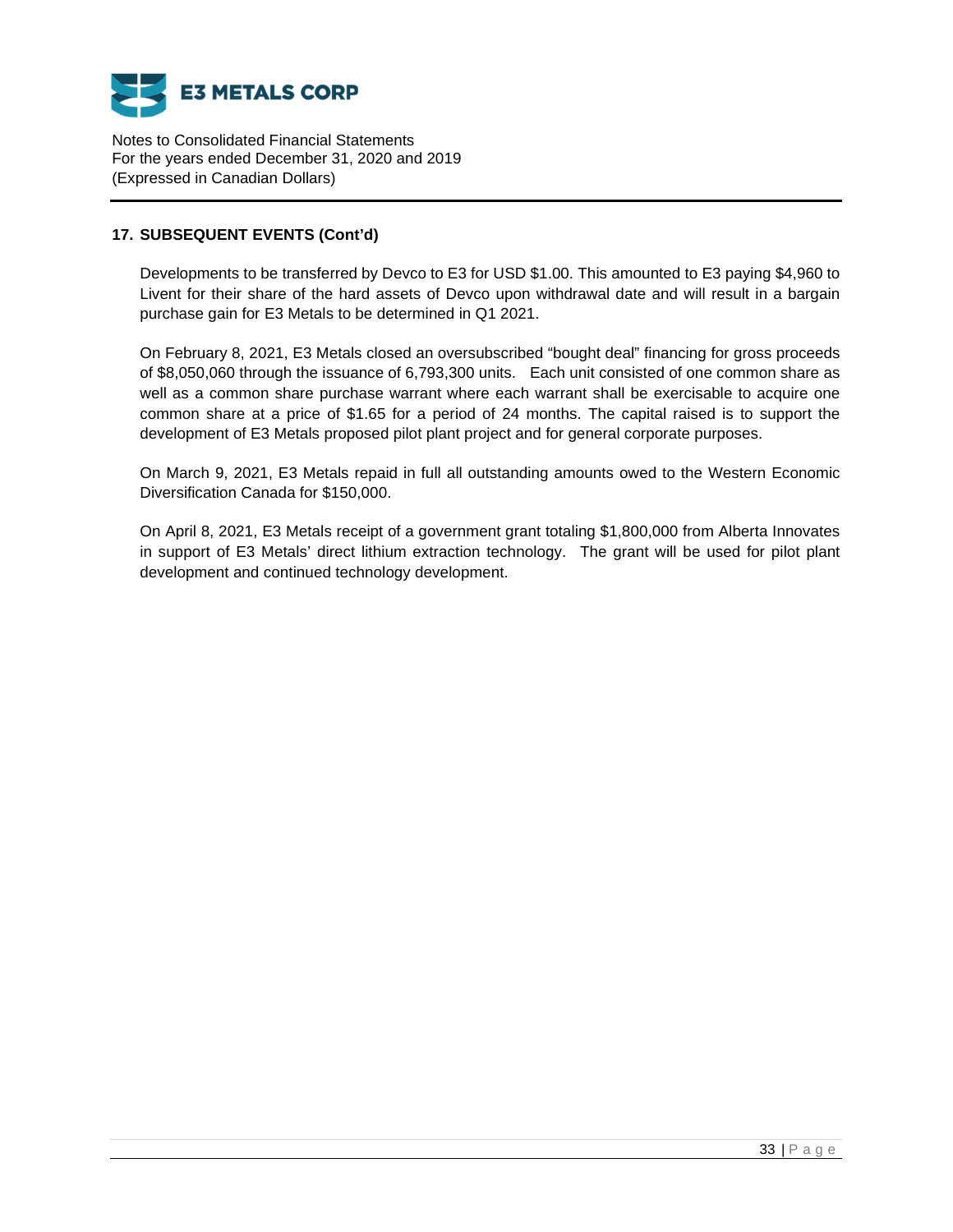## 17. SUBSEQUENT EVENTS (Cont'd)

Developments to be transferred by Devco to E3 for USD $1.00. This amounted to E3 paying $4,960 to Livent for their share of the hard assets of Devco upon withdrawal date and will result in a bargain purchase gain for E3 Metals to be determined in Q1 2021.

On February 8, 2021, E3 Metals closed an oversubscribed "bought deal" financing for gross proceeds of $8,050,060 through the issuance of 6,793,300 units. Each unit consisted of one common share as well as a common share purchase warrant where each warrant shall be exercisable to acquire one common share at a price of $1.65 for a period of 24 months. The capital raised is to support the development of E3 Metals proposed pilot plant project and for general corporate purposes.

On March 9, 2021, E3 Metals repaid in full all outstanding amounts owed to the Western Economic Diversification Canada for $150,000.

On April 8, 2021, E3 Metals receipt of a government grant totaling $1,800,000 from Alberta Innovates in support of E3 Metals' direct lithium extraction technology. The grant will be used for pilot plant development and continued technology development.